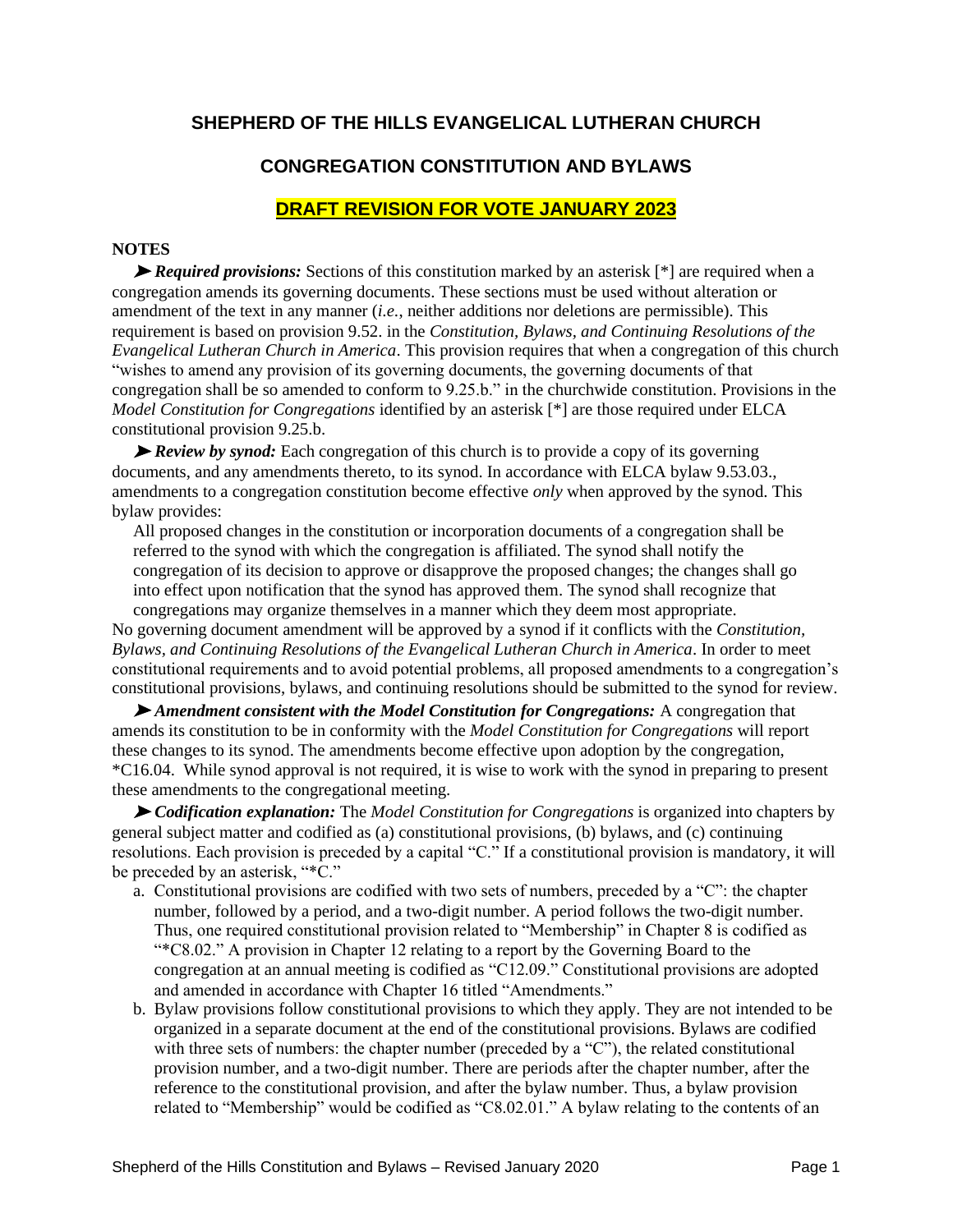# SHEPHERD OF THE HILLS EVANGELICAL LUTHERAN CHURCH

## CONGREGATION CONSTITUTION AND BYLAWS

## DRAFT REVISION FOR VOTE JANUARY 2023

**NOTES**

➤ ***Required provisions:*** Sections of this constitution marked by an asterisk [*] are required when a congregation amends its governing documents. These sections must be used without alteration or amendment of the text in any manner (*i.e.*, neither additions nor deletions are permissible). This requirement is based on provision 9.52. in the *Constitution, Bylaws, and Continuing Resolutions of the Evangelical Lutheran Church in America*. This provision requires that when a congregation of this church "wishes to amend any provision of its governing documents, the governing documents of that congregation shall be so amended to conform to 9.25.b." in the churchwide constitution. Provisions in the *Model Constitution for Congregations* identified by an asterisk [*] are those required under ELCA constitutional provision 9.25.b.

➤ ***Review by synod:*** Each congregation of this church is to provide a copy of its governing documents, and any amendments thereto, to its synod. In accordance with ELCA bylaw 9.53.03., amendments to a congregation constitution become effective *only* when approved by the synod. This bylaw provides:

> All proposed changes in the constitution or incorporation documents of a congregation shall be referred to the synod with which the congregation is affiliated. The synod shall notify the congregation of its decision to approve or disapprove the proposed changes; the changes shall go into effect upon notification that the synod has approved them. The synod shall recognize that congregations may organize themselves in a manner which they deem most appropriate.

No governing document amendment will be approved by a synod if it conflicts with the *Constitution, Bylaws, and Continuing Resolutions of the Evangelical Lutheran Church in America*. In order to meet constitutional requirements and to avoid potential problems, all proposed amendments to a congregation's constitutional provisions, bylaws, and continuing resolutions should be submitted to the synod for review.

➤ ***Amendment consistent with the Model Constitution for Congregations:*** A congregation that amends its constitution to be in conformity with the *Model Constitution for Congregations* will report these changes to its synod. The amendments become effective upon adoption by the congregation, *C16.04. While synod approval is not required, it is wise to work with the synod in preparing to present these amendments to the congregational meeting.

➤ ***Codification explanation:*** The *Model Constitution for Congregations* is organized into chapters by general subject matter and codified as (a) constitutional provisions, (b) bylaws, and (c) continuing resolutions. Each provision is preceded by a capital "C." If a constitutional provision is mandatory, it will be preceded by an asterisk, "*C."

a. Constitutional provisions are codified with two sets of numbers, preceded by a "C": the chapter number, followed by a period, and a two-digit number. A period follows the two-digit number. Thus, one required constitutional provision related to "Membership" in Chapter 8 is codified as "*C8.02." A provision in Chapter 12 relating to a report by the Governing Board to the congregation at an annual meeting is codified as "C12.09." Constitutional provisions are adopted and amended in accordance with Chapter 16 titled "Amendments."

b. Bylaw provisions follow constitutional provisions to which they apply. They are not intended to be organized in a separate document at the end of the constitutional provisions. Bylaws are codified with three sets of numbers: the chapter number (preceded by a "C"), the related constitutional provision number, and a two-digit number. There are periods after the chapter number, after the reference to the constitutional provision, and after the bylaw number. Thus, a bylaw provision related to "Membership" would be codified as "C8.02.01." A bylaw relating to the contents of an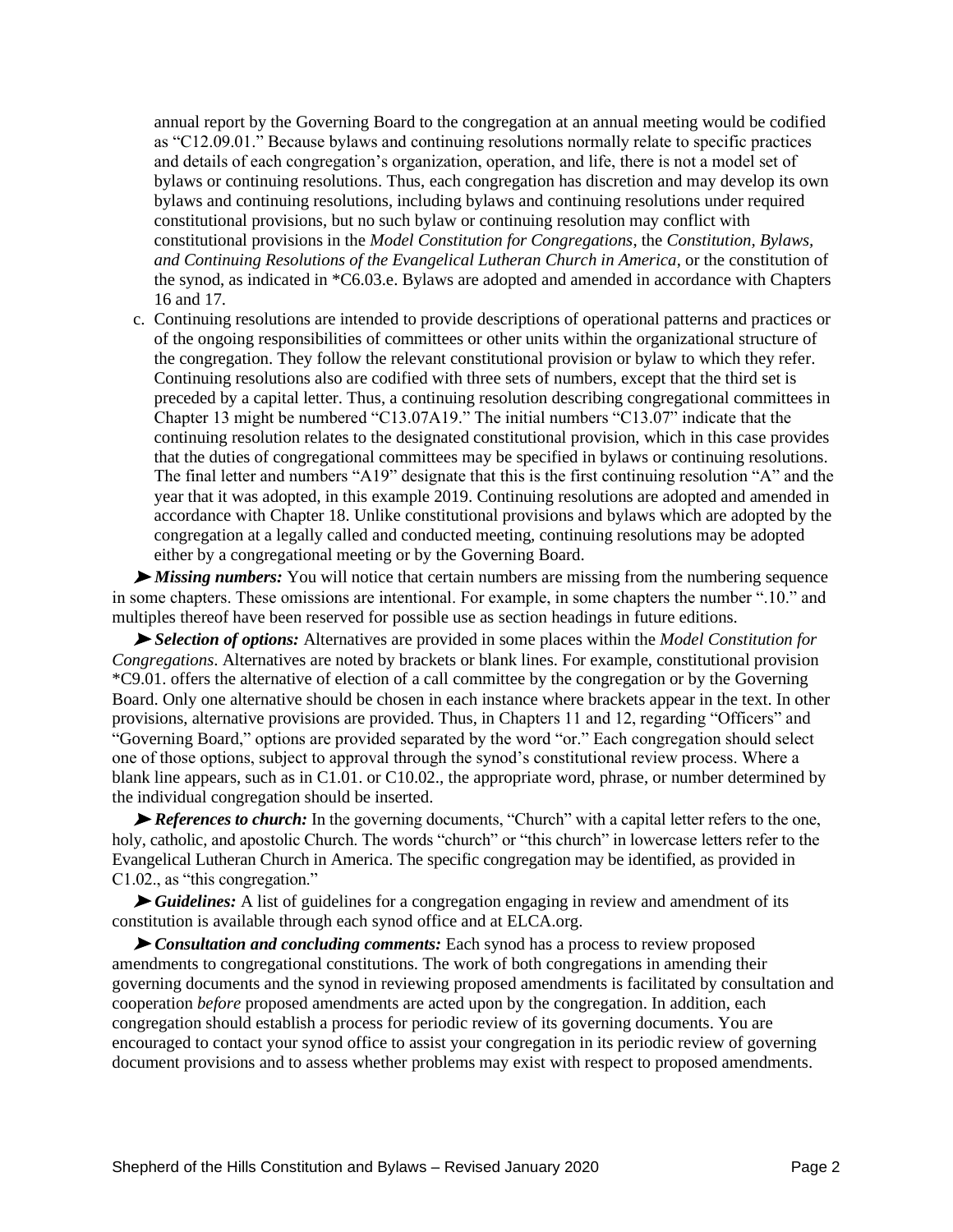annual report by the Governing Board to the congregation at an annual meeting would be codified as "C12.09.01." Because bylaws and continuing resolutions normally relate to specific practices and details of each congregation's organization, operation, and life, there is not a model set of bylaws or continuing resolutions. Thus, each congregation has discretion and may develop its own bylaws and continuing resolutions, including bylaws and continuing resolutions under required constitutional provisions, but no such bylaw or continuing resolution may conflict with constitutional provisions in the *Model Constitution for Congregations*, the *Constitution, Bylaws, and Continuing Resolutions of the Evangelical Lutheran Church in America*, or the constitution of the synod, as indicated in *C6.03.e. Bylaws are adopted and amended in accordance with Chapters 16 and 17.

c. Continuing resolutions are intended to provide descriptions of operational patterns and practices or of the ongoing responsibilities of committees or other units within the organizational structure of the congregation. They follow the relevant constitutional provision or bylaw to which they refer. Continuing resolutions also are codified with three sets of numbers, except that the third set is preceded by a capital letter. Thus, a continuing resolution describing congregational committees in Chapter 13 might be numbered "C13.07A19." The initial numbers "C13.07" indicate that the continuing resolution relates to the designated constitutional provision, which in this case provides that the duties of congregational committees may be specified in bylaws or continuing resolutions. The final letter and numbers "A19" designate that this is the first continuing resolution "A" and the year that it was adopted, in this example 2019. Continuing resolutions are adopted and amended in accordance with Chapter 18. Unlike constitutional provisions and bylaws which are adopted by the congregation at a legally called and conducted meeting, continuing resolutions may be adopted either by a congregational meeting or by the Governing Board.

➤ ***Missing numbers:*** You will notice that certain numbers are missing from the numbering sequence in some chapters. These omissions are intentional. For example, in some chapters the number ".10." and multiples thereof have been reserved for possible use as section headings in future editions.

➤ ***Selection of options:*** Alternatives are provided in some places within the *Model Constitution for Congregations*. Alternatives are noted by brackets or blank lines. For example, constitutional provision *C9.01. offers the alternative of election of a call committee by the congregation or by the Governing Board. Only one alternative should be chosen in each instance where brackets appear in the text. In other provisions, alternative provisions are provided. Thus, in Chapters 11 and 12, regarding "Officers" and "Governing Board," options are provided separated by the word "or." Each congregation should select one of those options, subject to approval through the synod's constitutional review process. Where a blank line appears, such as in C1.01. or C10.02., the appropriate word, phrase, or number determined by the individual congregation should be inserted.

➤ ***References to church:*** In the governing documents, "Church" with a capital letter refers to the one, holy, catholic, and apostolic Church. The words "church" or "this church" in lowercase letters refer to the Evangelical Lutheran Church in America. The specific congregation may be identified, as provided in C1.02., as "this congregation."

➤ ***Guidelines:*** A list of guidelines for a congregation engaging in review and amendment of its constitution is available through each synod office and at ELCA.org.

➤ ***Consultation and concluding comments:*** Each synod has a process to review proposed amendments to congregational constitutions. The work of both congregations in amending their governing documents and the synod in reviewing proposed amendments is facilitated by consultation and cooperation *before* proposed amendments are acted upon by the congregation. In addition, each congregation should establish a process for periodic review of its governing documents. You are encouraged to contact your synod office to assist your congregation in its periodic review of governing document provisions and to assess whether problems may exist with respect to proposed amendments.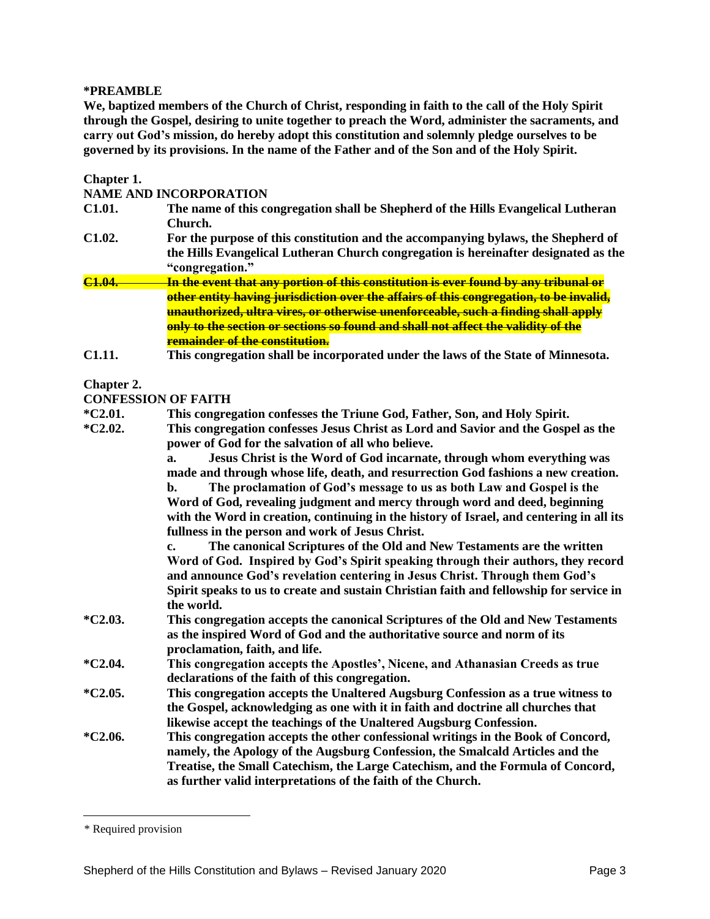**\*PREAMBLE**

**We, baptized members of the Church of Christ, responding in faith to the call of the Holy Spirit through the Gospel, desiring to unite together to preach the Word, administer the sacraments, and carry out God's mission, do hereby adopt this constitution and solemnly pledge ourselves to be governed by its provisions. In the name of the Father and of the Son and of the Holy Spirit.**

**Chapter 1.**

**NAME AND INCORPORATION**

**C1.01.** **The name of this congregation shall be Shepherd of the Hills Evangelical Lutheran Church.**

**C1.02.** **For the purpose of this constitution and the accompanying bylaws, the Shepherd of the Hills Evangelical Lutheran Church congregation is hereinafter designated as the "congregation."**

~~**C1.04.** **In the event that any portion of this constitution is ever found by any tribunal or other entity having jurisdiction over the affairs of this congregation, to be invalid, unauthorized, ultra vires, or otherwise unenforceable, such a finding shall apply only to the section or sections so found and shall not affect the validity of the remainder of the constitution.**~~

**C1.11.** **This congregation shall be incorporated under the laws of the State of Minnesota.**

**Chapter 2.**

**CONFESSION OF FAITH**

**\*C2.01.** **This congregation confesses the Triune God, Father, Son, and Holy Spirit.**

**\*C2.02.** **This congregation confesses Jesus Christ as Lord and Savior and the Gospel as the power of God for the salvation of all who believe.**

**a.** **Jesus Christ is the Word of God incarnate, through whom everything was made and through whose life, death, and resurrection God fashions a new creation.**

**b.** **The proclamation of God's message to us as both Law and Gospel is the Word of God, revealing judgment and mercy through word and deed, beginning with the Word in creation, continuing in the history of Israel, and centering in all its fullness in the person and work of Jesus Christ.**

**c.** **The canonical Scriptures of the Old and New Testaments are the written Word of God. Inspired by God's Spirit speaking through their authors, they record and announce God's revelation centering in Jesus Christ. Through them God's Spirit speaks to us to create and sustain Christian faith and fellowship for service in the world.**

**\*C2.03.** **This congregation accepts the canonical Scriptures of the Old and New Testaments as the inspired Word of God and the authoritative source and norm of its proclamation, faith, and life.**

**\*C2.04.** **This congregation accepts the Apostles', Nicene, and Athanasian Creeds as true declarations of the faith of this congregation.**

**\*C2.05.** **This congregation accepts the Unaltered Augsburg Confession as a true witness to the Gospel, acknowledging as one with it in faith and doctrine all churches that likewise accept the teachings of the Unaltered Augsburg Confession.**

**\*C2.06.** **This congregation accepts the other confessional writings in the Book of Concord, namely, the Apology of the Augsburg Confession, the Smalcald Articles and the Treatise, the Small Catechism, the Large Catechism, and the Formula of Concord, as further valid interpretations of the faith of the Church.**

---

\* Required provision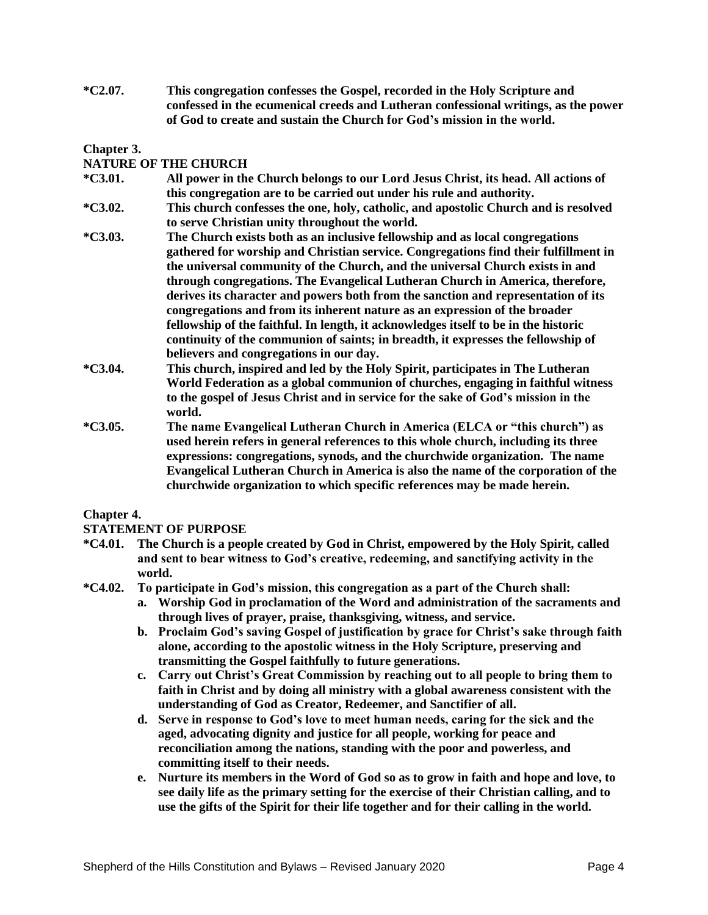**\*C2.07. This congregation confesses the Gospel, recorded in the Holy Scripture and confessed in the ecumenical creeds and Lutheran confessional writings, as the power of God to create and sustain the Church for God's mission in the world.**

## Chapter 3.
## NATURE OF THE CHURCH

**\*C3.01. All power in the Church belongs to our Lord Jesus Christ, its head. All actions of this congregation are to be carried out under his rule and authority.**

**\*C3.02. This church confesses the one, holy, catholic, and apostolic Church and is resolved to serve Christian unity throughout the world.**

**\*C3.03. The Church exists both as an inclusive fellowship and as local congregations gathered for worship and Christian service. Congregations find their fulfillment in the universal community of the Church, and the universal Church exists in and through congregations. The Evangelical Lutheran Church in America, therefore, derives its character and powers both from the sanction and representation of its congregations and from its inherent nature as an expression of the broader fellowship of the faithful. In length, it acknowledges itself to be in the historic continuity of the communion of saints; in breadth, it expresses the fellowship of believers and congregations in our day.**

**\*C3.04. This church, inspired and led by the Holy Spirit, participates in The Lutheran World Federation as a global communion of churches, engaging in faithful witness to the gospel of Jesus Christ and in service for the sake of God's mission in the world.**

**\*C3.05. The name Evangelical Lutheran Church in America (ELCA or "this church") as used herein refers in general references to this whole church, including its three expressions: congregations, synods, and the churchwide organization. The name Evangelical Lutheran Church in America is also the name of the corporation of the churchwide organization to which specific references may be made herein.**

## Chapter 4.
## STATEMENT OF PURPOSE

**\*C4.01. The Church is a people created by God in Christ, empowered by the Holy Spirit, called and sent to bear witness to God's creative, redeeming, and sanctifying activity in the world.**

**\*C4.02. To participate in God's mission, this congregation as a part of the Church shall:**

**a. Worship God in proclamation of the Word and administration of the sacraments and through lives of prayer, praise, thanksgiving, witness, and service.**

**b. Proclaim God's saving Gospel of justification by grace for Christ's sake through faith alone, according to the apostolic witness in the Holy Scripture, preserving and transmitting the Gospel faithfully to future generations.**

**c. Carry out Christ's Great Commission by reaching out to all people to bring them to faith in Christ and by doing all ministry with a global awareness consistent with the understanding of God as Creator, Redeemer, and Sanctifier of all.**

**d. Serve in response to God's love to meet human needs, caring for the sick and the aged, advocating dignity and justice for all people, working for peace and reconciliation among the nations, standing with the poor and powerless, and committing itself to their needs.**

**e. Nurture its members in the Word of God so as to grow in faith and hope and love, to see daily life as the primary setting for the exercise of their Christian calling, and to use the gifts of the Spirit for their life together and for their calling in the world.**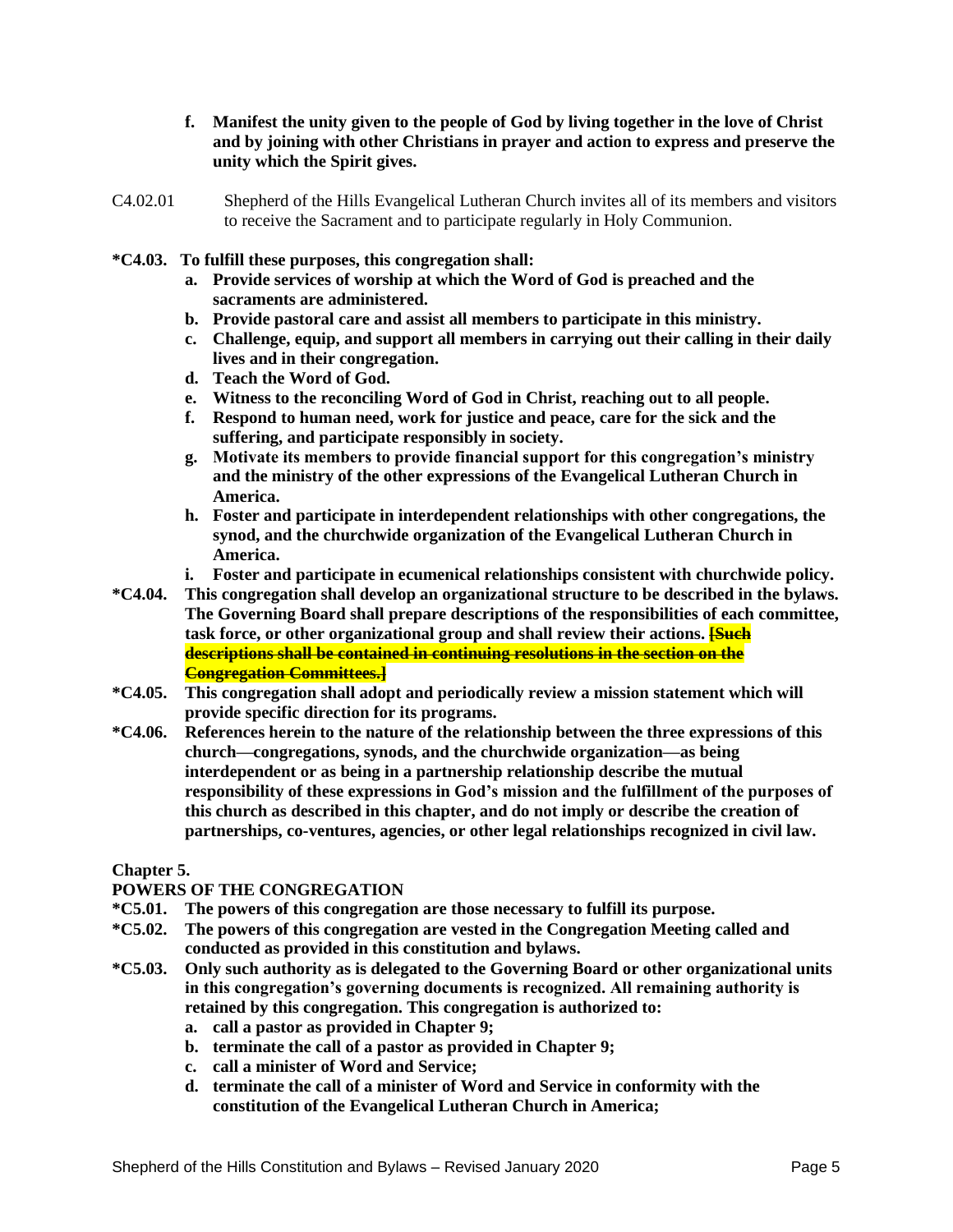**f. Manifest the unity given to the people of God by living together in the love of Christ and by joining with other Christians in prayer and action to express and preserve the unity which the Spirit gives.**

C4.02.01 Shepherd of the Hills Evangelical Lutheran Church invites all of its members and visitors to receive the Sacrament and to participate regularly in Holy Communion.

**\*C4.03. To fulfill these purposes, this congregation shall:**

- **a. Provide services of worship at which the Word of God is preached and the sacraments are administered.**
- **b. Provide pastoral care and assist all members to participate in this ministry.**
- **c. Challenge, equip, and support all members in carrying out their calling in their daily lives and in their congregation.**
- **d. Teach the Word of God.**
- **e. Witness to the reconciling Word of God in Christ, reaching out to all people.**
- **f. Respond to human need, work for justice and peace, care for the sick and the suffering, and participate responsibly in society.**
- **g. Motivate its members to provide financial support for this congregation's ministry and the ministry of the other expressions of the Evangelical Lutheran Church in America.**
- **h. Foster and participate in interdependent relationships with other congregations, the synod, and the churchwide organization of the Evangelical Lutheran Church in America.**
- **i. Foster and participate in ecumenical relationships consistent with churchwide policy.**

**\*C4.04. This congregation shall develop an organizational structure to be described in the bylaws. The Governing Board shall prepare descriptions of the responsibilities of each committee, task force, or other organizational group and shall review their actions. ~~[Such descriptions shall be contained in continuing resolutions in the section on the Congregation Committees.]~~**

**\*C4.05. This congregation shall adopt and periodically review a mission statement which will provide specific direction for its programs.**

**\*C4.06. References herein to the nature of the relationship between the three expressions of this church—congregations, synods, and the churchwide organization—as being interdependent or as being in a partnership relationship describe the mutual responsibility of these expressions in God's mission and the fulfillment of the purposes of this church as described in this chapter, and do not imply or describe the creation of partnerships, co-ventures, agencies, or other legal relationships recognized in civil law.**

## Chapter 5.
## POWERS OF THE CONGREGATION

**\*C5.01. The powers of this congregation are those necessary to fulfill its purpose.**

**\*C5.02. The powers of this congregation are vested in the Congregation Meeting called and conducted as provided in this constitution and bylaws.**

**\*C5.03. Only such authority as is delegated to the Governing Board or other organizational units in this congregation's governing documents is recognized. All remaining authority is retained by this congregation. This congregation is authorized to:**

- **a. call a pastor as provided in Chapter 9;**
- **b. terminate the call of a pastor as provided in Chapter 9;**
- **c. call a minister of Word and Service;**
- **d. terminate the call of a minister of Word and Service in conformity with the constitution of the Evangelical Lutheran Church in America;**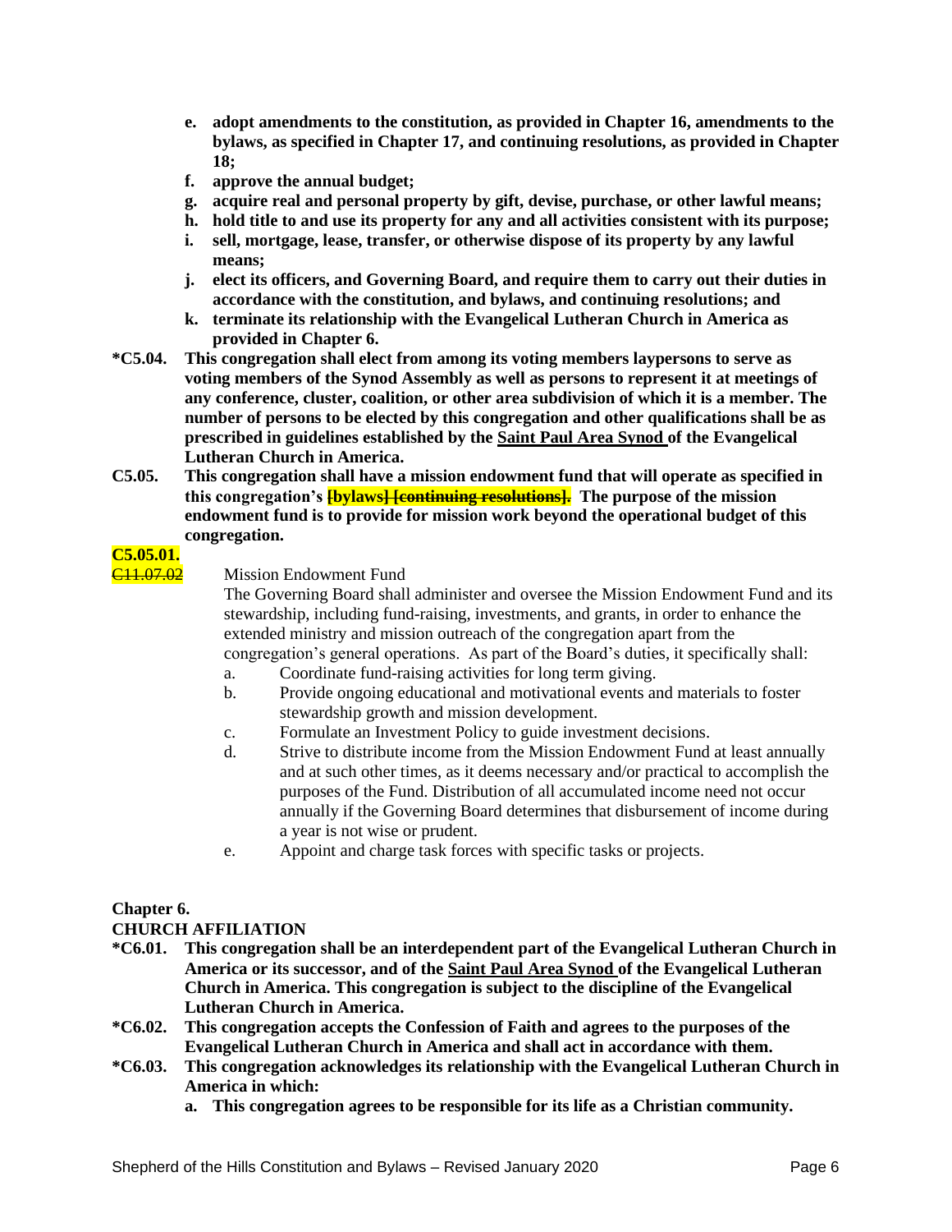- **e. adopt amendments to the constitution, as provided in Chapter 16, amendments to the bylaws, as specified in Chapter 17, and continuing resolutions, as provided in Chapter 18;**
- **f. approve the annual budget;**
- **g. acquire real and personal property by gift, devise, purchase, or other lawful means;**
- **h. hold title to and use its property for any and all activities consistent with its purpose;**
- **i. sell, mortgage, lease, transfer, or otherwise dispose of its property by any lawful means;**
- **j. elect its officers, and Governing Board, and require them to carry out their duties in accordance with the constitution, and bylaws, and continuing resolutions; and**
- **k. terminate its relationship with the Evangelical Lutheran Church in America as provided in Chapter 6.**

**\*C5.04. This congregation shall elect from among its voting members laypersons to serve as voting members of the Synod Assembly as well as persons to represent it at meetings of any conference, cluster, coalition, or other area subdivision of which it is a member. The number of persons to be elected by this congregation and other qualifications shall be as prescribed in guidelines established by the Saint Paul Area Synod of the Evangelical Lutheran Church in America.**

**C5.05. This congregation shall have a mission endowment fund that will operate as specified in this congregation's ~~[bylaws] [continuing resolutions].~~ The purpose of the mission endowment fund is to provide for mission work beyond the operational budget of this congregation.**

**C5.05.01.**
~~C11.07.02~~ Mission Endowment Fund

The Governing Board shall administer and oversee the Mission Endowment Fund and its stewardship, including fund-raising, investments, and grants, in order to enhance the extended ministry and mission outreach of the congregation apart from the congregation's general operations. As part of the Board's duties, it specifically shall:

a. Coordinate fund-raising activities for long term giving.
b. Provide ongoing educational and motivational events and materials to foster stewardship growth and mission development.
c. Formulate an Investment Policy to guide investment decisions.
d. Strive to distribute income from the Mission Endowment Fund at least annually and at such other times, as it deems necessary and/or practical to accomplish the purposes of the Fund. Distribution of all accumulated income need not occur annually if the Governing Board determines that disbursement of income during a year is not wise or prudent.
e. Appoint and charge task forces with specific tasks or projects.

## Chapter 6.
## CHURCH AFFILIATION

**\*C6.01. This congregation shall be an interdependent part of the Evangelical Lutheran Church in America or its successor, and of the Saint Paul Area Synod of the Evangelical Lutheran Church in America. This congregation is subject to the discipline of the Evangelical Lutheran Church in America.**

**\*C6.02. This congregation accepts the Confession of Faith and agrees to the purposes of the Evangelical Lutheran Church in America and shall act in accordance with them.**

**\*C6.03. This congregation acknowledges its relationship with the Evangelical Lutheran Church in America in which:**

- **a. This congregation agrees to be responsible for its life as a Christian community.**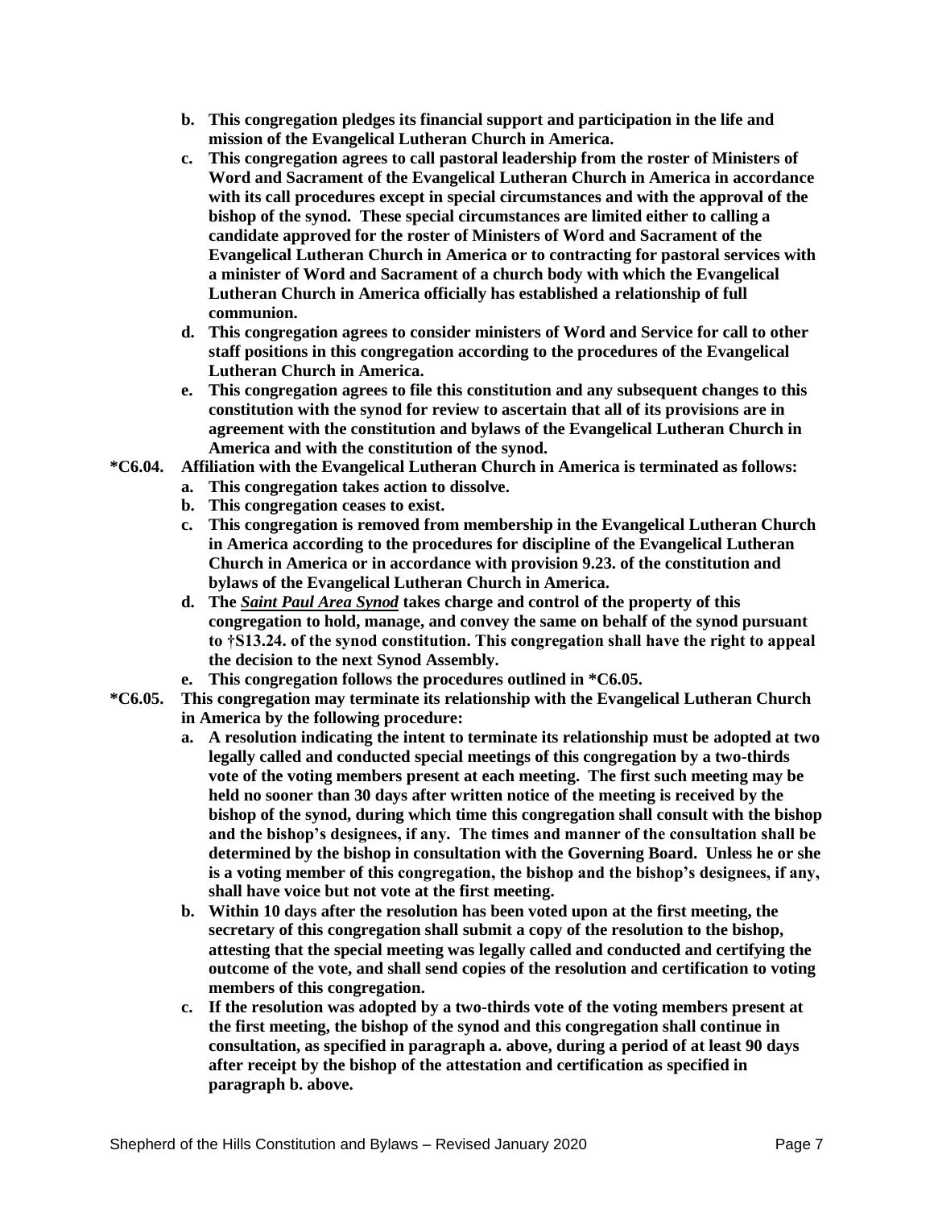**b. This congregation pledges its financial support and participation in the life and mission of the Evangelical Lutheran Church in America.**

**c. This congregation agrees to call pastoral leadership from the roster of Ministers of Word and Sacrament of the Evangelical Lutheran Church in America in accordance with its call procedures except in special circumstances and with the approval of the bishop of the synod. These special circumstances are limited either to calling a candidate approved for the roster of Ministers of Word and Sacrament of the Evangelical Lutheran Church in America or to contracting for pastoral services with a minister of Word and Sacrament of a church body with which the Evangelical Lutheran Church in America officially has established a relationship of full communion.**

**d. This congregation agrees to consider ministers of Word and Service for call to other staff positions in this congregation according to the procedures of the Evangelical Lutheran Church in America.**

**e. This congregation agrees to file this constitution and any subsequent changes to this constitution with the synod for review to ascertain that all of its provisions are in agreement with the constitution and bylaws of the Evangelical Lutheran Church in America and with the constitution of the synod.**

**\*C6.04. Affiliation with the Evangelical Lutheran Church in America is terminated as follows:**

**a. This congregation takes action to dissolve.**

**b. This congregation ceases to exist.**

**c. This congregation is removed from membership in the Evangelical Lutheran Church in America according to the procedures for discipline of the Evangelical Lutheran Church in America or in accordance with provision 9.23. of the constitution and bylaws of the Evangelical Lutheran Church in America.**

**d. The _Saint Paul Area Synod_ takes charge and control of the property of this congregation to hold, manage, and convey the same on behalf of the synod pursuant to †S13.24. of the synod constitution. This congregation shall have the right to appeal the decision to the next Synod Assembly.**

**e. This congregation follows the procedures outlined in \*C6.05.**

**\*C6.05. This congregation may terminate its relationship with the Evangelical Lutheran Church in America by the following procedure:**

**a. A resolution indicating the intent to terminate its relationship must be adopted at two legally called and conducted special meetings of this congregation by a two-thirds vote of the voting members present at each meeting. The first such meeting may be held no sooner than 30 days after written notice of the meeting is received by the bishop of the synod, during which time this congregation shall consult with the bishop and the bishop's designees, if any. The times and manner of the consultation shall be determined by the bishop in consultation with the Governing Board. Unless he or she is a voting member of this congregation, the bishop and the bishop's designees, if any, shall have voice but not vote at the first meeting.**

**b. Within 10 days after the resolution has been voted upon at the first meeting, the secretary of this congregation shall submit a copy of the resolution to the bishop, attesting that the special meeting was legally called and conducted and certifying the outcome of the vote, and shall send copies of the resolution and certification to voting members of this congregation.**

**c. If the resolution was adopted by a two-thirds vote of the voting members present at the first meeting, the bishop of the synod and this congregation shall continue in consultation, as specified in paragraph a. above, during a period of at least 90 days after receipt by the bishop of the attestation and certification as specified in paragraph b. above.**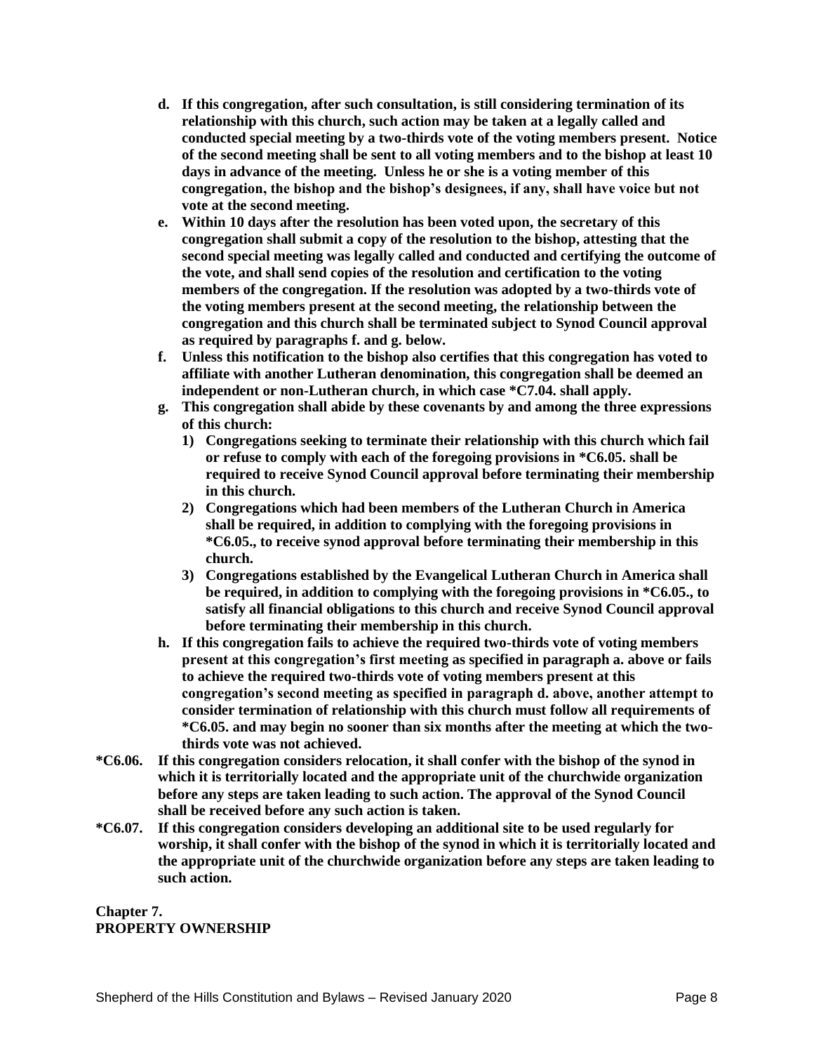- **d. If this congregation, after such consultation, is still considering termination of its relationship with this church, such action may be taken at a legally called and conducted special meeting by a two-thirds vote of the voting members present. Notice of the second meeting shall be sent to all voting members and to the bishop at least 10 days in advance of the meeting. Unless he or she is a voting member of this congregation, the bishop and the bishop's designees, if any, shall have voice but not vote at the second meeting.**
- **e. Within 10 days after the resolution has been voted upon, the secretary of this congregation shall submit a copy of the resolution to the bishop, attesting that the second special meeting was legally called and conducted and certifying the outcome of the vote, and shall send copies of the resolution and certification to the voting members of the congregation. If the resolution was adopted by a two-thirds vote of the voting members present at the second meeting, the relationship between the congregation and this church shall be terminated subject to Synod Council approval as required by paragraphs f. and g. below.**
- **f. Unless this notification to the bishop also certifies that this congregation has voted to affiliate with another Lutheran denomination, this congregation shall be deemed an independent or non-Lutheran church, in which case *C7.04. shall apply.**
- **g. This congregation shall abide by these covenants by and among the three expressions of this church:**
  - **1) Congregations seeking to terminate their relationship with this church which fail or refuse to comply with each of the foregoing provisions in *C6.05. shall be required to receive Synod Council approval before terminating their membership in this church.**
  - **2) Congregations which had been members of the Lutheran Church in America shall be required, in addition to complying with the foregoing provisions in *C6.05., to receive synod approval before terminating their membership in this church.**
  - **3) Congregations established by the Evangelical Lutheran Church in America shall be required, in addition to complying with the foregoing provisions in *C6.05., to satisfy all financial obligations to this church and receive Synod Council approval before terminating their membership in this church.**
- **h. If this congregation fails to achieve the required two-thirds vote of voting members present at this congregation's first meeting as specified in paragraph a. above or fails to achieve the required two-thirds vote of voting members present at this congregation's second meeting as specified in paragraph d. above, another attempt to consider termination of relationship with this church must follow all requirements of *C6.05. and may begin no sooner than six months after the meeting at which the two-thirds vote was not achieved.**

**\*C6.06. If this congregation considers relocation, it shall confer with the bishop of the synod in which it is territorially located and the appropriate unit of the churchwide organization before any steps are taken leading to such action. The approval of the Synod Council shall be received before any such action is taken.**

**\*C6.07. If this congregation considers developing an additional site to be used regularly for worship, it shall confer with the bishop of the synod in which it is territorially located and the appropriate unit of the churchwide organization before any steps are taken leading to such action.**

## Chapter 7.
## PROPERTY OWNERSHIP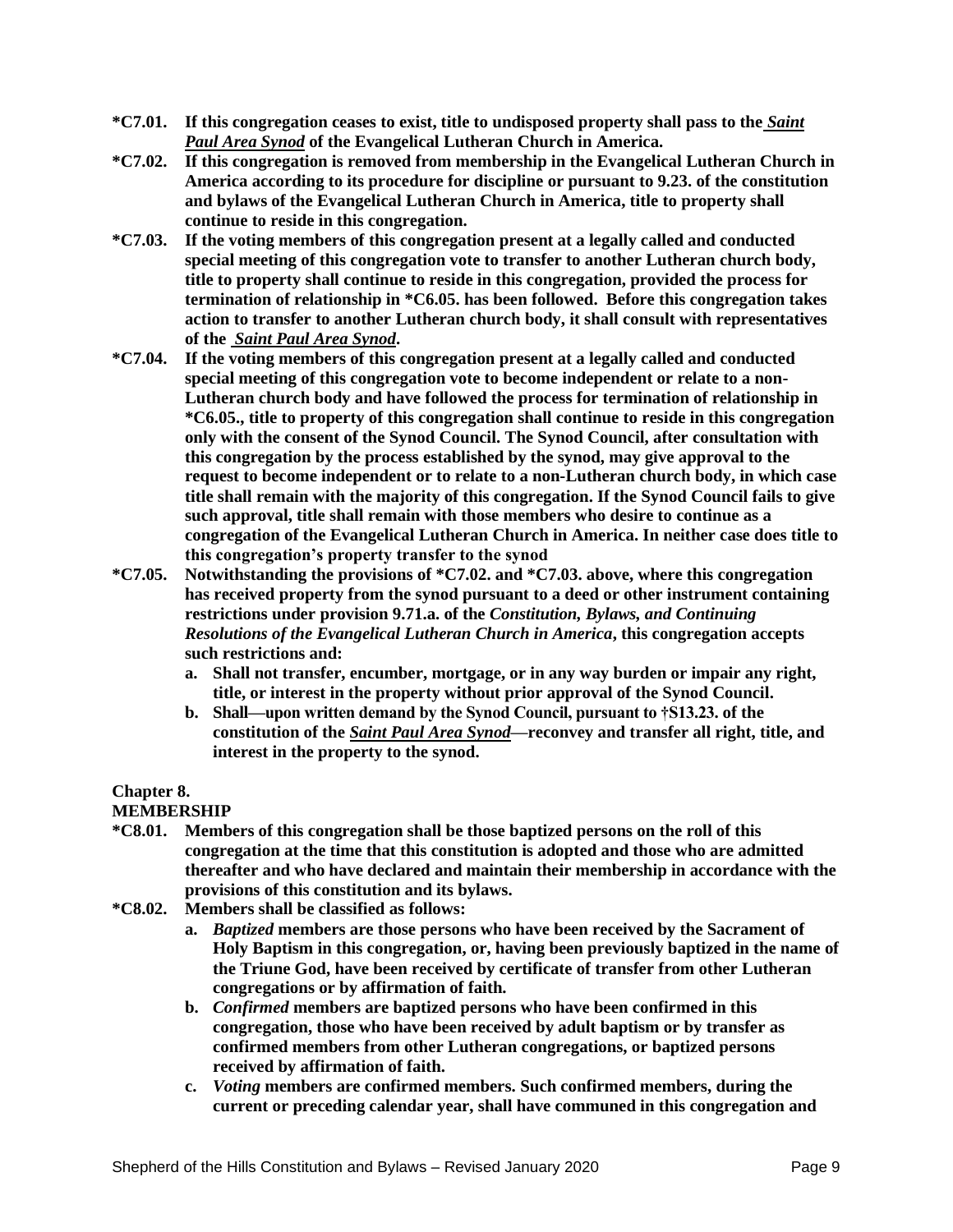**\*C7.01. If this congregation ceases to exist, title to undisposed property shall pass to the *Saint Paul Area Synod* of the Evangelical Lutheran Church in America.**

**\*C7.02. If this congregation is removed from membership in the Evangelical Lutheran Church in America according to its procedure for discipline or pursuant to 9.23. of the constitution and bylaws of the Evangelical Lutheran Church in America, title to property shall continue to reside in this congregation.**

**\*C7.03. If the voting members of this congregation present at a legally called and conducted special meeting of this congregation vote to transfer to another Lutheran church body, title to property shall continue to reside in this congregation, provided the process for termination of relationship in \*C6.05. has been followed. Before this congregation takes action to transfer to another Lutheran church body, it shall consult with representatives of the *Saint Paul Area Synod*.**

**\*C7.04. If the voting members of this congregation present at a legally called and conducted special meeting of this congregation vote to become independent or relate to a non-Lutheran church body and have followed the process for termination of relationship in \*C6.05., title to property of this congregation shall continue to reside in this congregation only with the consent of the Synod Council. The Synod Council, after consultation with this congregation by the process established by the synod, may give approval to the request to become independent or to relate to a non-Lutheran church body, in which case title shall remain with the majority of this congregation. If the Synod Council fails to give such approval, title shall remain with those members who desire to continue as a congregation of the Evangelical Lutheran Church in America. In neither case does title to this congregation's property transfer to the synod**

**\*C7.05. Notwithstanding the provisions of \*C7.02. and \*C7.03. above, where this congregation has received property from the synod pursuant to a deed or other instrument containing restrictions under provision 9.71.a. of the *Constitution, Bylaws, and Continuing Resolutions of the Evangelical Lutheran Church in America*, this congregation accepts such restrictions and:**

**a. Shall not transfer, encumber, mortgage, or in any way burden or impair any right, title, or interest in the property without prior approval of the Synod Council.**

**b. Shall—upon written demand by the Synod Council, pursuant to †S13.23. of the constitution of the *Saint Paul Area Synod*—reconvey and transfer all right, title, and interest in the property to the synod.**

## Chapter 8.
## MEMBERSHIP

**\*C8.01. Members of this congregation shall be those baptized persons on the roll of this congregation at the time that this constitution is adopted and those who are admitted thereafter and who have declared and maintain their membership in accordance with the provisions of this constitution and its bylaws.**

**\*C8.02. Members shall be classified as follows:**

**a. *Baptized* members are those persons who have been received by the Sacrament of Holy Baptism in this congregation, or, having been previously baptized in the name of the Triune God, have been received by certificate of transfer from other Lutheran congregations or by affirmation of faith.**

**b. *Confirmed* members are baptized persons who have been confirmed in this congregation, those who have been received by adult baptism or by transfer as confirmed members from other Lutheran congregations, or baptized persons received by affirmation of faith.**

**c. *Voting* members are confirmed members. Such confirmed members, during the current or preceding calendar year, shall have communed in this congregation and**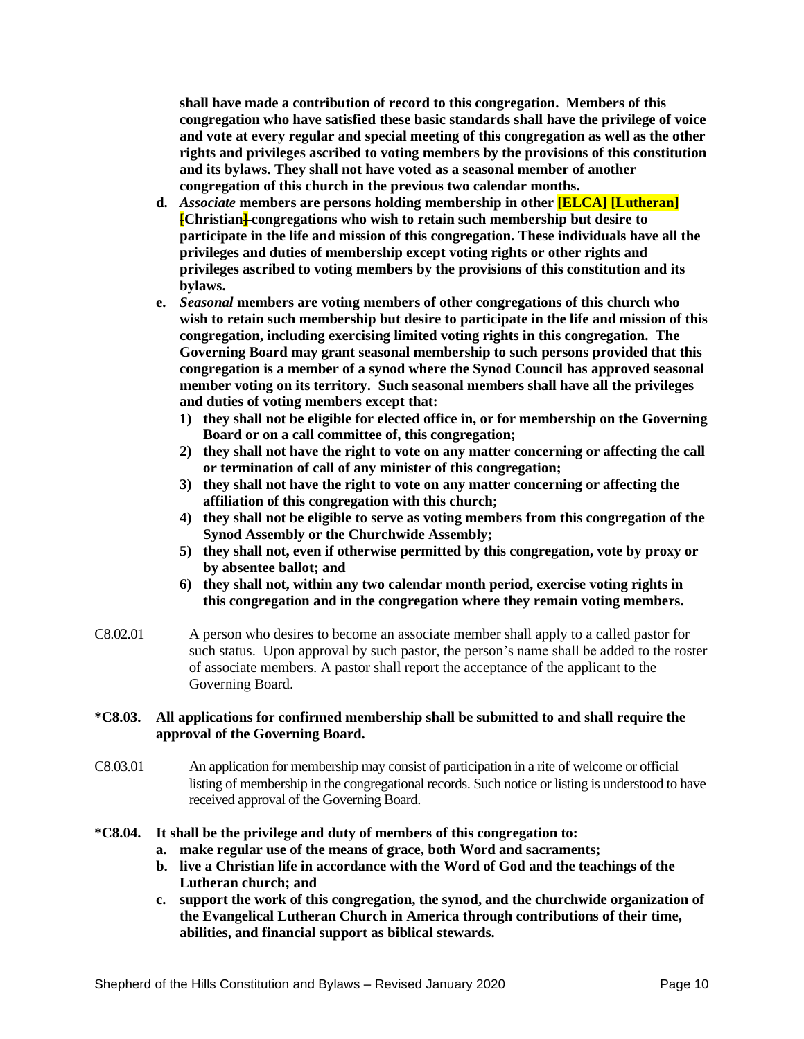**shall have made a contribution of record to this congregation. Members of this congregation who have satisfied these basic standards shall have the privilege of voice and vote at every regular and special meeting of this congregation as well as the other rights and privileges ascribed to voting members by the provisions of this constitution and its bylaws. They shall not have voted as a seasonal member of another congregation of this church in the previous two calendar months.**

- **d.** ***Associate*** **members are persons holding membership in other ~~[ELCA] [Lutheran]~~ ~~[~~Christian~~]~~ congregations who wish to retain such membership but desire to participate in the life and mission of this congregation. These individuals have all the privileges and duties of membership except voting rights or other rights and privileges ascribed to voting members by the provisions of this constitution and its bylaws.**
- **e.** ***Seasonal*** **members are voting members of other congregations of this church who wish to retain such membership but desire to participate in the life and mission of this congregation, including exercising limited voting rights in this congregation. The Governing Board may grant seasonal membership to such persons provided that this congregation is a member of a synod where the Synod Council has approved seasonal member voting on its territory. Such seasonal members shall have all the privileges and duties of voting members except that:**
  1. **they shall not be eligible for elected office in, or for membership on the Governing Board or on a call committee of, this congregation;**
  2. **they shall not have the right to vote on any matter concerning or affecting the call or termination of call of any minister of this congregation;**
  3. **they shall not have the right to vote on any matter concerning or affecting the affiliation of this congregation with this church;**
  4. **they shall not be eligible to serve as voting members from this congregation of the Synod Assembly or the Churchwide Assembly;**
  5. **they shall not, even if otherwise permitted by this congregation, vote by proxy or by absentee ballot; and**
  6. **they shall not, within any two calendar month period, exercise voting rights in this congregation and in the congregation where they remain voting members.**

C8.02.01 A person who desires to become an associate member shall apply to a called pastor for such status. Upon approval by such pastor, the person's name shall be added to the roster of associate members. A pastor shall report the acceptance of the applicant to the Governing Board.

**\*C8.03. All applications for confirmed membership shall be submitted to and shall require the approval of the Governing Board.**

C8.03.01 An application for membership may consist of participation in a rite of welcome or official listing of membership in the congregational records. Such notice or listing is understood to have received approval of the Governing Board.

**\*C8.04. It shall be the privilege and duty of members of this congregation to:**

- **a. make regular use of the means of grace, both Word and sacraments;**
- **b. live a Christian life in accordance with the Word of God and the teachings of the Lutheran church; and**
- **c. support the work of this congregation, the synod, and the churchwide organization of the Evangelical Lutheran Church in America through contributions of their time, abilities, and financial support as biblical stewards.**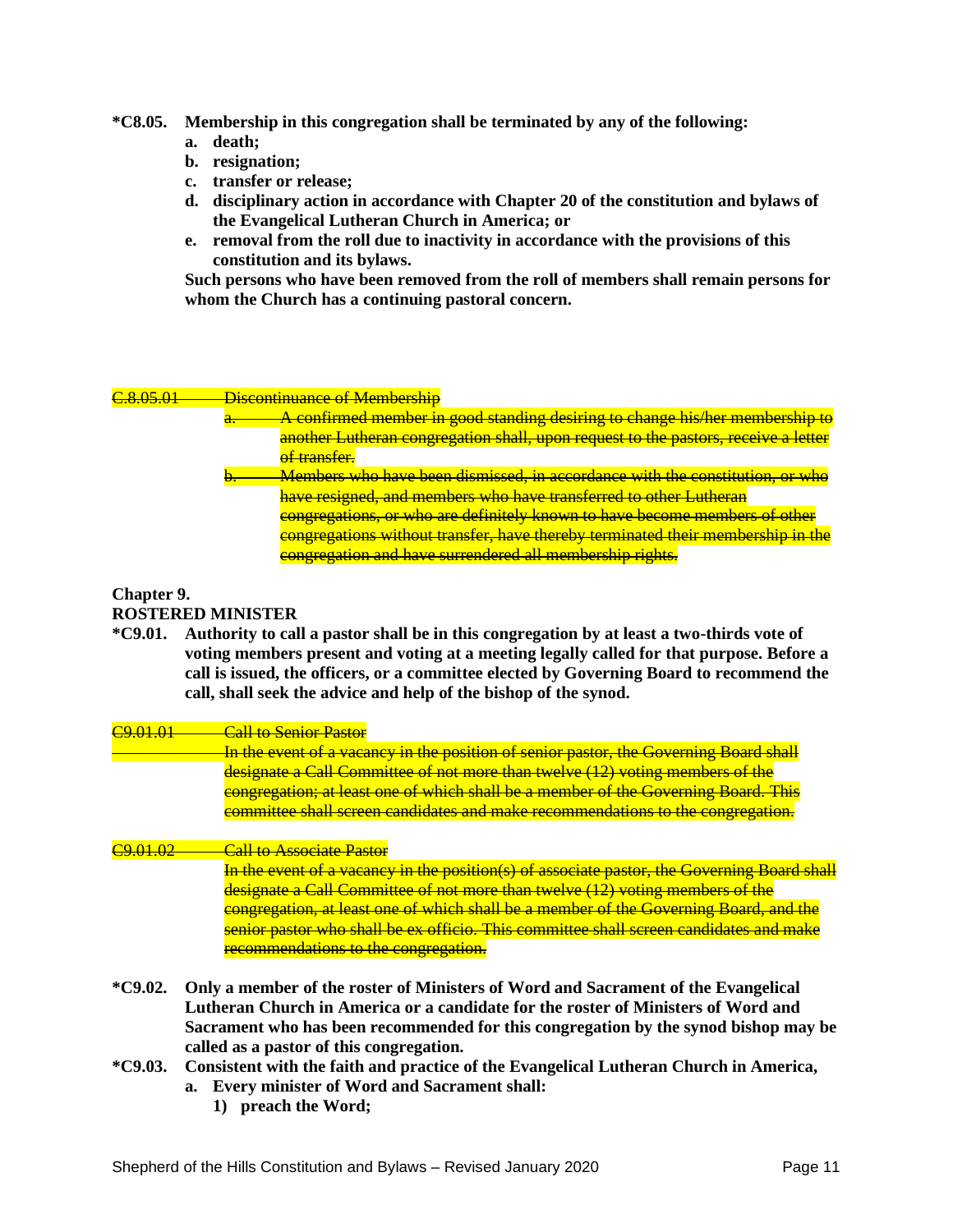**\*C8.05. Membership in this congregation shall be terminated by any of the following:**

**a. death;**

**b. resignation;**

**c. transfer or release;**

**d. disciplinary action in accordance with Chapter 20 of the constitution and bylaws of the Evangelical Lutheran Church in America; or**

**e. removal from the roll due to inactivity in accordance with the provisions of this constitution and its bylaws.**

**Such persons who have been removed from the roll of members shall remain persons for whom the Church has a continuing pastoral concern.**

~~C.8.05.01 Discontinuance of Membership~~

~~a. A confirmed member in good standing desiring to change his/her membership to another Lutheran congregation shall, upon request to the pastors, receive a letter of transfer.~~

~~b. Members who have been dismissed, in accordance with the constitution, or who have resigned, and members who have transferred to other Lutheran congregations, or who are definitely known to have become members of other congregations without transfer, have thereby terminated their membership in the congregation and have surrendered all membership rights.~~

## Chapter 9.
## ROSTERED MINISTER

**\*C9.01. Authority to call a pastor shall be in this congregation by at least a two-thirds vote of voting members present and voting at a meeting legally called for that purpose. Before a call is issued, the officers, or a committee elected by Governing Board to recommend the call, shall seek the advice and help of the bishop of the synod.**

~~C9.01.01 Call to Senior Pastor~~

~~In the event of a vacancy in the position of senior pastor, the Governing Board shall designate a Call Committee of not more than twelve (12) voting members of the congregation; at least one of which shall be a member of the Governing Board. This committee shall screen candidates and make recommendations to the congregation.~~

~~C9.01.02 Call to Associate Pastor~~

~~In the event of a vacancy in the position(s) of associate pastor, the Governing Board shall designate a Call Committee of not more than twelve (12) voting members of the congregation, at least one of which shall be a member of the Governing Board, and the senior pastor who shall be ex officio. This committee shall screen candidates and make recommendations to the congregation.~~

**\*C9.02. Only a member of the roster of Ministers of Word and Sacrament of the Evangelical Lutheran Church in America or a candidate for the roster of Ministers of Word and Sacrament who has been recommended for this congregation by the synod bishop may be called as a pastor of this congregation.**

**\*C9.03. Consistent with the faith and practice of the Evangelical Lutheran Church in America,**

**a. Every minister of Word and Sacrament shall:**

**1) preach the Word;**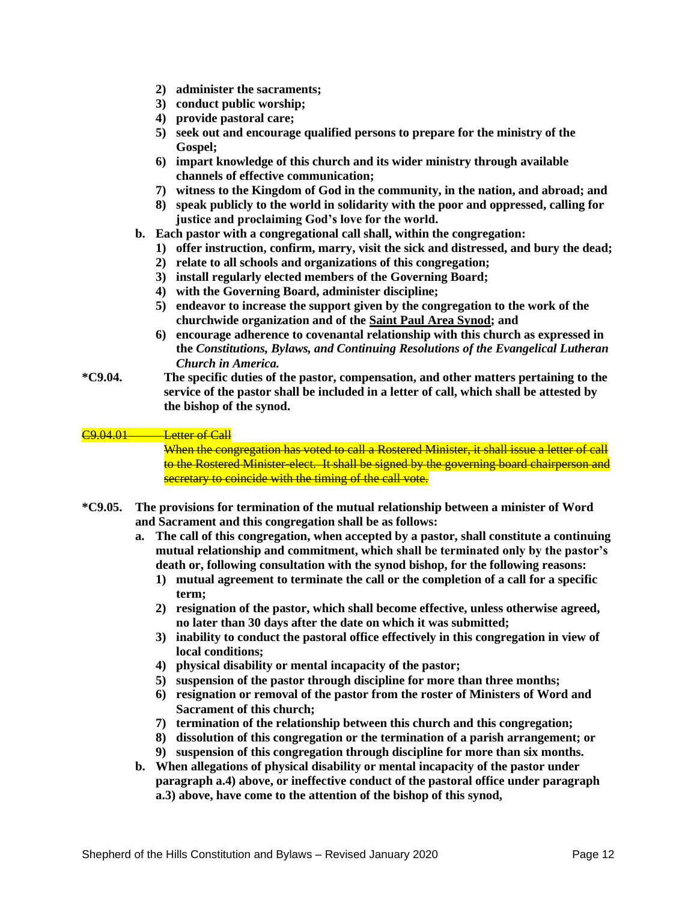**2) administer the sacraments;**

**3) conduct public worship;**

**4) provide pastoral care;**

**5) seek out and encourage qualified persons to prepare for the ministry of the Gospel;**

**6) impart knowledge of this church and its wider ministry through available channels of effective communication;**

**7) witness to the Kingdom of God in the community, in the nation, and abroad; and**

**8) speak publicly to the world in solidarity with the poor and oppressed, calling for justice and proclaiming God's love for the world.**

**b. Each pastor with a congregational call shall, within the congregation:**

**1) offer instruction, confirm, marry, visit the sick and distressed, and bury the dead;**

**2) relate to all schools and organizations of this congregation;**

**3) install regularly elected members of the Governing Board;**

**4) with the Governing Board, administer discipline;**

**5) endeavor to increase the support given by the congregation to the work of the churchwide organization and of the Saint Paul Area Synod; and**

**6) encourage adherence to covenantal relationship with this church as expressed in the *Constitutions, Bylaws, and Continuing Resolutions of the Evangelical Lutheran Church in America.***

**\*C9.04. The specific duties of the pastor, compensation, and other matters pertaining to the service of the pastor shall be included in a letter of call, which shall be attested by the bishop of the synod.**

~~C9.04.01 Letter of Call~~

~~When the congregation has voted to call a Rostered Minister, it shall issue a letter of call to the Rostered Minister-elect. It shall be signed by the governing board chairperson and secretary to coincide with the timing of the call vote.~~

**\*C9.05. The provisions for termination of the mutual relationship between a minister of Word and Sacrament and this congregation shall be as follows:**

**a. The call of this congregation, when accepted by a pastor, shall constitute a continuing mutual relationship and commitment, which shall be terminated only by the pastor's death or, following consultation with the synod bishop, for the following reasons:**

**1) mutual agreement to terminate the call or the completion of a call for a specific term;**

**2) resignation of the pastor, which shall become effective, unless otherwise agreed, no later than 30 days after the date on which it was submitted;**

**3) inability to conduct the pastoral office effectively in this congregation in view of local conditions;**

**4) physical disability or mental incapacity of the pastor;**

**5) suspension of the pastor through discipline for more than three months;**

**6) resignation or removal of the pastor from the roster of Ministers of Word and Sacrament of this church;**

**7) termination of the relationship between this church and this congregation;**

**8) dissolution of this congregation or the termination of a parish arrangement; or**

**9) suspension of this congregation through discipline for more than six months.**

**b. When allegations of physical disability or mental incapacity of the pastor under paragraph a.4) above, or ineffective conduct of the pastoral office under paragraph a.3) above, have come to the attention of the bishop of this synod,**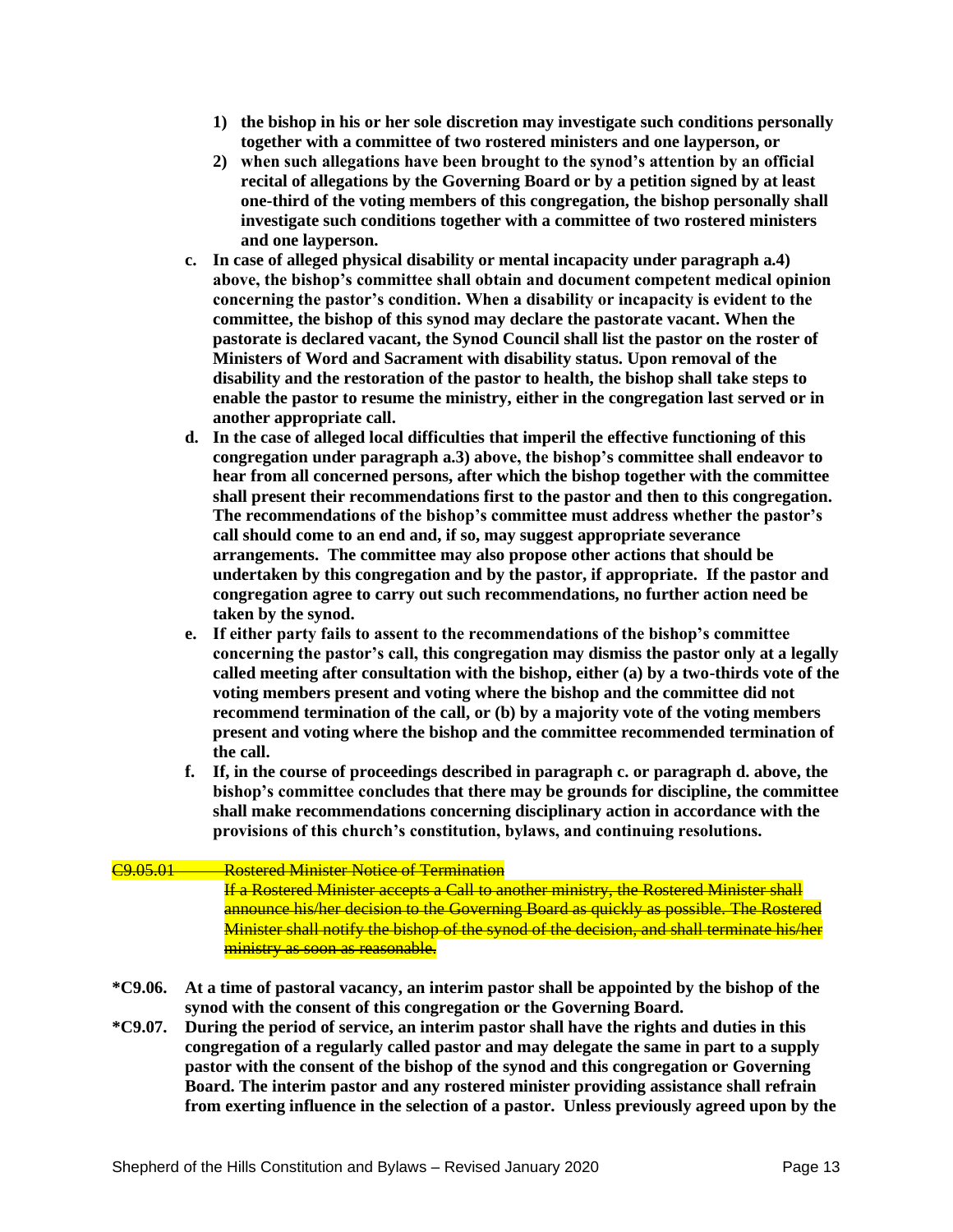**1) the bishop in his or her sole discretion may investigate such conditions personally together with a committee of two rostered ministers and one layperson, or**

**2) when such allegations have been brought to the synod's attention by an official recital of allegations by the Governing Board or by a petition signed by at least one-third of the voting members of this congregation, the bishop personally shall investigate such conditions together with a committee of two rostered ministers and one layperson.**

**c. In case of alleged physical disability or mental incapacity under paragraph a.4) above, the bishop's committee shall obtain and document competent medical opinion concerning the pastor's condition. When a disability or incapacity is evident to the committee, the bishop of this synod may declare the pastorate vacant. When the pastorate is declared vacant, the Synod Council shall list the pastor on the roster of Ministers of Word and Sacrament with disability status. Upon removal of the disability and the restoration of the pastor to health, the bishop shall take steps to enable the pastor to resume the ministry, either in the congregation last served or in another appropriate call.**

**d. In the case of alleged local difficulties that imperil the effective functioning of this congregation under paragraph a.3) above, the bishop's committee shall endeavor to hear from all concerned persons, after which the bishop together with the committee shall present their recommendations first to the pastor and then to this congregation. The recommendations of the bishop's committee must address whether the pastor's call should come to an end and, if so, may suggest appropriate severance arrangements. The committee may also propose other actions that should be undertaken by this congregation and by the pastor, if appropriate. If the pastor and congregation agree to carry out such recommendations, no further action need be taken by the synod.**

**e. If either party fails to assent to the recommendations of the bishop's committee concerning the pastor's call, this congregation may dismiss the pastor only at a legally called meeting after consultation with the bishop, either (a) by a two-thirds vote of the voting members present and voting where the bishop and the committee did not recommend termination of the call, or (b) by a majority vote of the voting members present and voting where the bishop and the committee recommended termination of the call.**

**f. If, in the course of proceedings described in paragraph c. or paragraph d. above, the bishop's committee concludes that there may be grounds for discipline, the committee shall make recommendations concerning disciplinary action in accordance with the provisions of this church's constitution, bylaws, and continuing resolutions.**

~~C9.05.01 Rostered Minister Notice of Termination~~

~~If a Rostered Minister accepts a Call to another ministry, the Rostered Minister shall announce his/her decision to the Governing Board as quickly as possible. The Rostered Minister shall notify the bishop of the synod of the decision, and shall terminate his/her ministry as soon as reasonable.~~

**\*C9.06. At a time of pastoral vacancy, an interim pastor shall be appointed by the bishop of the synod with the consent of this congregation or the Governing Board.**

**\*C9.07. During the period of service, an interim pastor shall have the rights and duties in this congregation of a regularly called pastor and may delegate the same in part to a supply pastor with the consent of the bishop of the synod and this congregation or Governing Board. The interim pastor and any rostered minister providing assistance shall refrain from exerting influence in the selection of a pastor. Unless previously agreed upon by the**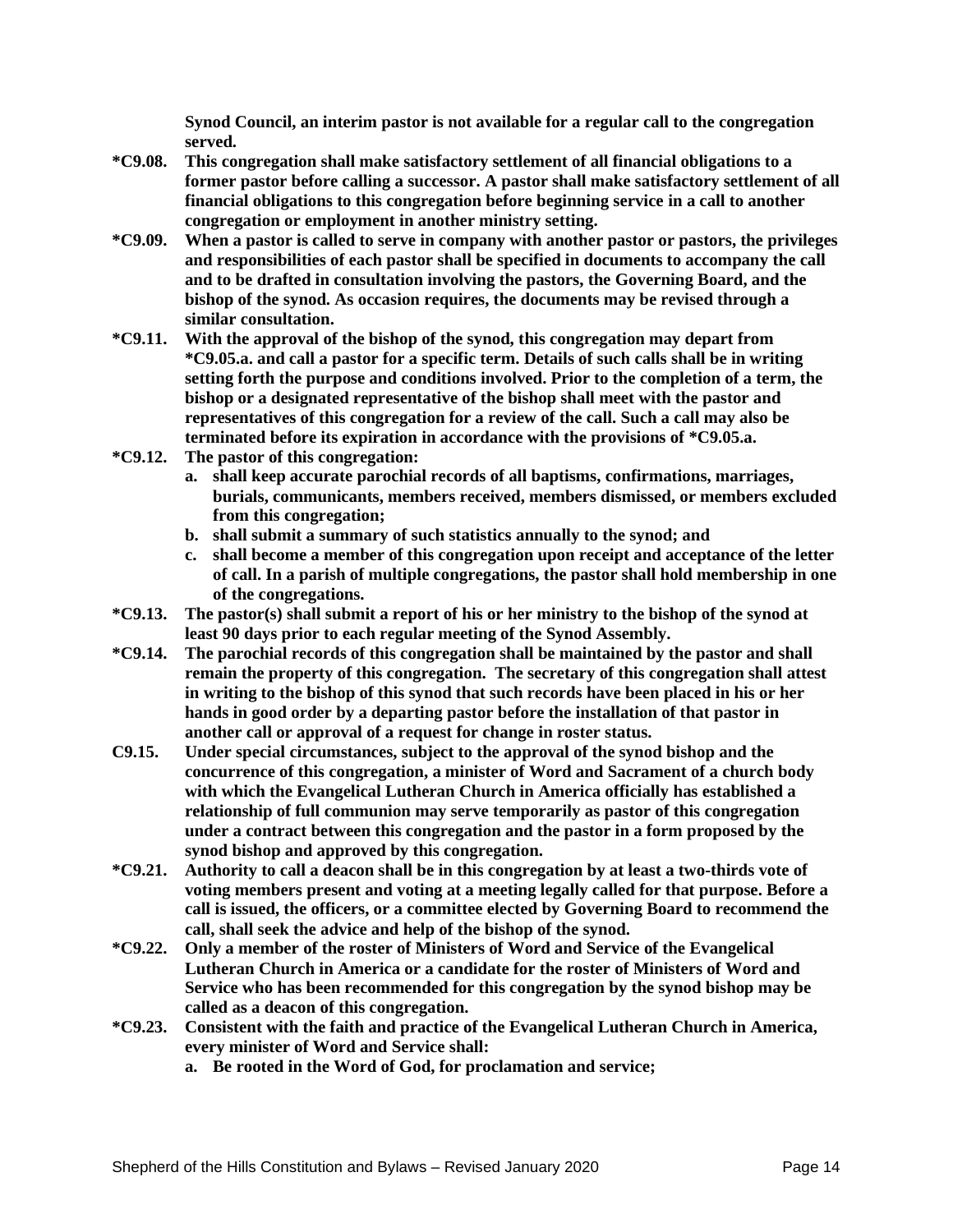**Synod Council, an interim pastor is not available for a regular call to the congregation served.**

**\*C9.08.** **This congregation shall make satisfactory settlement of all financial obligations to a former pastor before calling a successor. A pastor shall make satisfactory settlement of all financial obligations to this congregation before beginning service in a call to another congregation or employment in another ministry setting.**

**\*C9.09.** **When a pastor is called to serve in company with another pastor or pastors, the privileges and responsibilities of each pastor shall be specified in documents to accompany the call and to be drafted in consultation involving the pastors, the Governing Board, and the bishop of the synod. As occasion requires, the documents may be revised through a similar consultation.**

**\*C9.11.** **With the approval of the bishop of the synod, this congregation may depart from \*C9.05.a. and call a pastor for a specific term. Details of such calls shall be in writing setting forth the purpose and conditions involved. Prior to the completion of a term, the bishop or a designated representative of the bishop shall meet with the pastor and representatives of this congregation for a review of the call. Such a call may also be terminated before its expiration in accordance with the provisions of \*C9.05.a.**

**\*C9.12.** **The pastor of this congregation:**

- **a. shall keep accurate parochial records of all baptisms, confirmations, marriages, burials, communicants, members received, members dismissed, or members excluded from this congregation;**
- **b. shall submit a summary of such statistics annually to the synod; and**
- **c. shall become a member of this congregation upon receipt and acceptance of the letter of call. In a parish of multiple congregations, the pastor shall hold membership in one of the congregations.**

**\*C9.13.** **The pastor(s) shall submit a report of his or her ministry to the bishop of the synod at least 90 days prior to each regular meeting of the Synod Assembly.**

**\*C9.14.** **The parochial records of this congregation shall be maintained by the pastor and shall remain the property of this congregation. The secretary of this congregation shall attest in writing to the bishop of this synod that such records have been placed in his or her hands in good order by a departing pastor before the installation of that pastor in another call or approval of a request for change in roster status.**

**C9.15.** **Under special circumstances, subject to the approval of the synod bishop and the concurrence of this congregation, a minister of Word and Sacrament of a church body with which the Evangelical Lutheran Church in America officially has established a relationship of full communion may serve temporarily as pastor of this congregation under a contract between this congregation and the pastor in a form proposed by the synod bishop and approved by this congregation.**

**\*C9.21.** **Authority to call a deacon shall be in this congregation by at least a two-thirds vote of voting members present and voting at a meeting legally called for that purpose. Before a call is issued, the officers, or a committee elected by Governing Board to recommend the call, shall seek the advice and help of the bishop of the synod.**

**\*C9.22.** **Only a member of the roster of Ministers of Word and Service of the Evangelical Lutheran Church in America or a candidate for the roster of Ministers of Word and Service who has been recommended for this congregation by the synod bishop may be called as a deacon of this congregation.**

**\*C9.23.** **Consistent with the faith and practice of the Evangelical Lutheran Church in America, every minister of Word and Service shall:**

- **a. Be rooted in the Word of God, for proclamation and service;**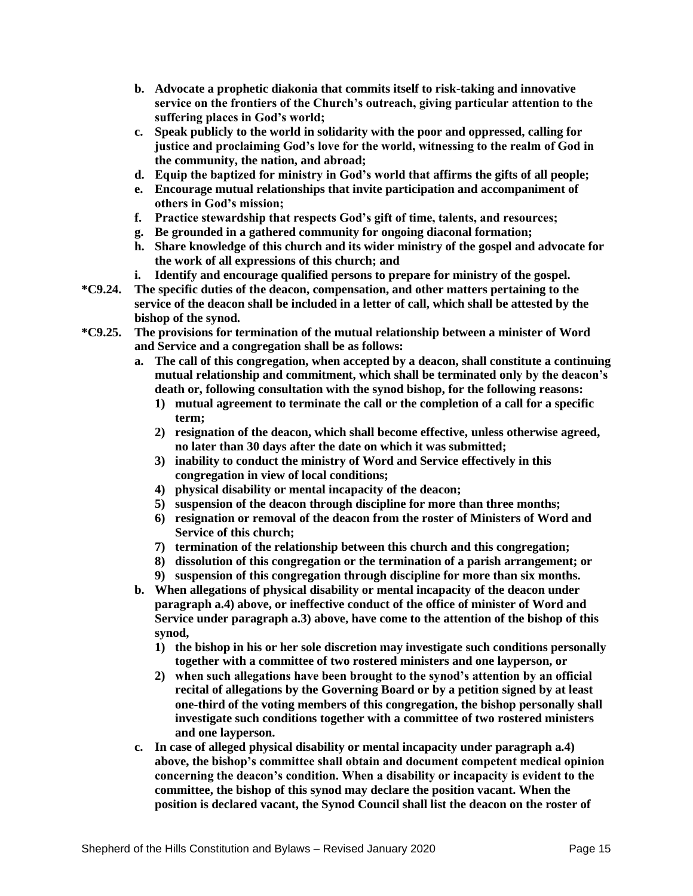- **b. Advocate a prophetic diakonia that commits itself to risk-taking and innovative service on the frontiers of the Church's outreach, giving particular attention to the suffering places in God's world;**
- **c. Speak publicly to the world in solidarity with the poor and oppressed, calling for justice and proclaiming God's love for the world, witnessing to the realm of God in the community, the nation, and abroad;**
- **d. Equip the baptized for ministry in God's world that affirms the gifts of all people;**
- **e. Encourage mutual relationships that invite participation and accompaniment of others in God's mission;**
- **f. Practice stewardship that respects God's gift of time, talents, and resources;**
- **g. Be grounded in a gathered community for ongoing diaconal formation;**
- **h. Share knowledge of this church and its wider ministry of the gospel and advocate for the work of all expressions of this church; and**
- **i. Identify and encourage qualified persons to prepare for ministry of the gospel.**

**\*C9.24. The specific duties of the deacon, compensation, and other matters pertaining to the service of the deacon shall be included in a letter of call, which shall be attested by the bishop of the synod.**

**\*C9.25. The provisions for termination of the mutual relationship between a minister of Word and Service and a congregation shall be as follows:**

- **a. The call of this congregation, when accepted by a deacon, shall constitute a continuing mutual relationship and commitment, which shall be terminated only by the deacon's death or, following consultation with the synod bishop, for the following reasons:**
  - **1) mutual agreement to terminate the call or the completion of a call for a specific term;**
  - **2) resignation of the deacon, which shall become effective, unless otherwise agreed, no later than 30 days after the date on which it was submitted;**
  - **3) inability to conduct the ministry of Word and Service effectively in this congregation in view of local conditions;**
  - **4) physical disability or mental incapacity of the deacon;**
  - **5) suspension of the deacon through discipline for more than three months;**
  - **6) resignation or removal of the deacon from the roster of Ministers of Word and Service of this church;**
  - **7) termination of the relationship between this church and this congregation;**
  - **8) dissolution of this congregation or the termination of a parish arrangement; or**
  - **9) suspension of this congregation through discipline for more than six months.**
- **b. When allegations of physical disability or mental incapacity of the deacon under paragraph a.4) above, or ineffective conduct of the office of minister of Word and Service under paragraph a.3) above, have come to the attention of the bishop of this synod,**
  - **1) the bishop in his or her sole discretion may investigate such conditions personally together with a committee of two rostered ministers and one layperson, or**
  - **2) when such allegations have been brought to the synod's attention by an official recital of allegations by the Governing Board or by a petition signed by at least one-third of the voting members of this congregation, the bishop personally shall investigate such conditions together with a committee of two rostered ministers and one layperson.**
- **c. In case of alleged physical disability or mental incapacity under paragraph a.4) above, the bishop's committee shall obtain and document competent medical opinion concerning the deacon's condition. When a disability or incapacity is evident to the committee, the bishop of this synod may declare the position vacant. When the position is declared vacant, the Synod Council shall list the deacon on the roster of**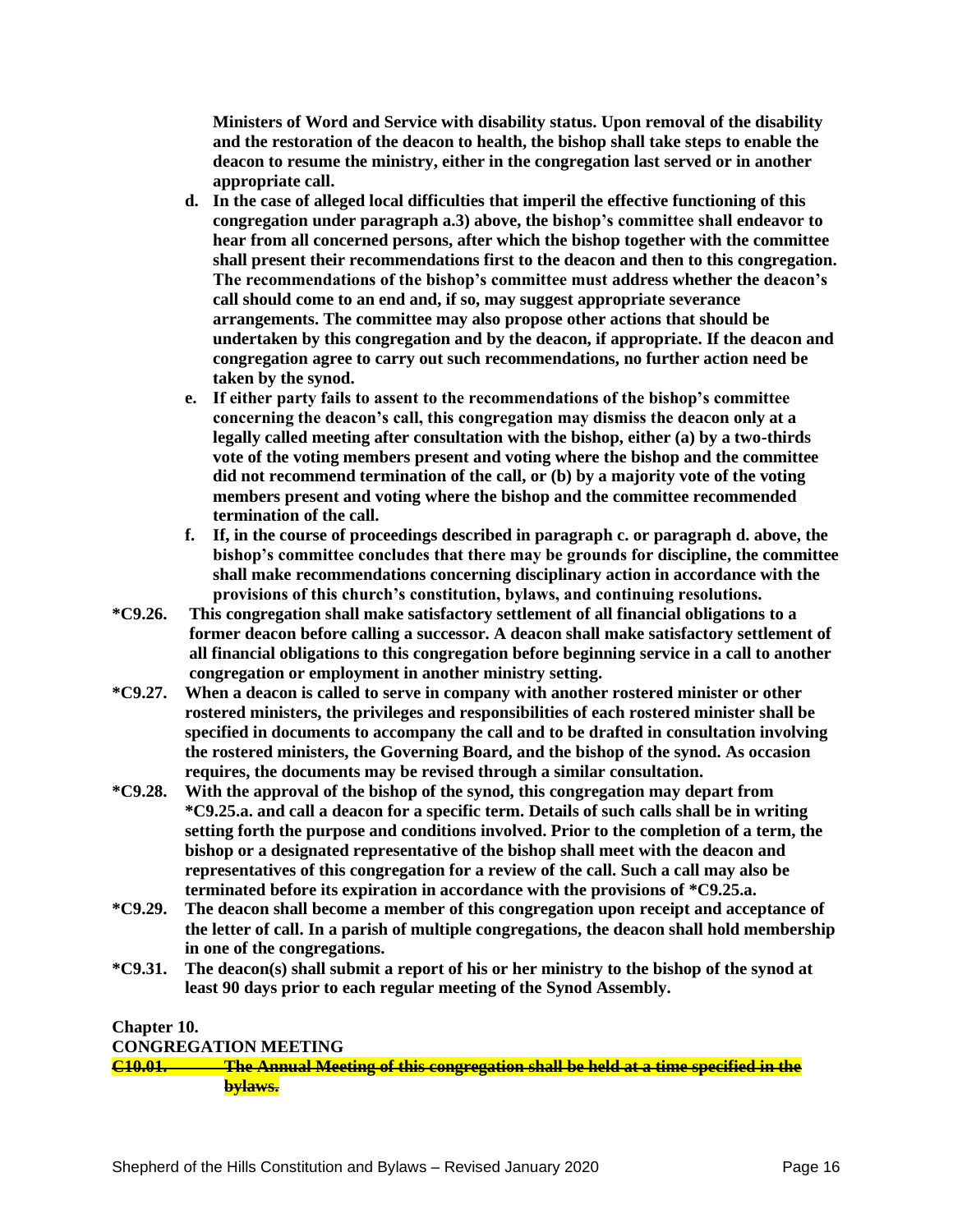**Ministers of Word and Service with disability status. Upon removal of the disability and the restoration of the deacon to health, the bishop shall take steps to enable the deacon to resume the ministry, either in the congregation last served or in another appropriate call.**

- **d. In the case of alleged local difficulties that imperil the effective functioning of this congregation under paragraph a.3) above, the bishop's committee shall endeavor to hear from all concerned persons, after which the bishop together with the committee shall present their recommendations first to the deacon and then to this congregation. The recommendations of the bishop's committee must address whether the deacon's call should come to an end and, if so, may suggest appropriate severance arrangements. The committee may also propose other actions that should be undertaken by this congregation and by the deacon, if appropriate. If the deacon and congregation agree to carry out such recommendations, no further action need be taken by the synod.**
- **e. If either party fails to assent to the recommendations of the bishop's committee concerning the deacon's call, this congregation may dismiss the deacon only at a legally called meeting after consultation with the bishop, either (a) by a two-thirds vote of the voting members present and voting where the bishop and the committee did not recommend termination of the call, or (b) by a majority vote of the voting members present and voting where the bishop and the committee recommended termination of the call.**
- **f. If, in the course of proceedings described in paragraph c. or paragraph d. above, the bishop's committee concludes that there may be grounds for discipline, the committee shall make recommendations concerning disciplinary action in accordance with the provisions of this church's constitution, bylaws, and continuing resolutions.**

**\*C9.26. This congregation shall make satisfactory settlement of all financial obligations to a former deacon before calling a successor. A deacon shall make satisfactory settlement of all financial obligations to this congregation before beginning service in a call to another congregation or employment in another ministry setting.**

**\*C9.27. When a deacon is called to serve in company with another rostered minister or other rostered ministers, the privileges and responsibilities of each rostered minister shall be specified in documents to accompany the call and to be drafted in consultation involving the rostered ministers, the Governing Board, and the bishop of the synod. As occasion requires, the documents may be revised through a similar consultation.**

**\*C9.28. With the approval of the bishop of the synod, this congregation may depart from \*C9.25.a. and call a deacon for a specific term. Details of such calls shall be in writing setting forth the purpose and conditions involved. Prior to the completion of a term, the bishop or a designated representative of the bishop shall meet with the deacon and representatives of this congregation for a review of the call. Such a call may also be terminated before its expiration in accordance with the provisions of \*C9.25.a.**

**\*C9.29. The deacon shall become a member of this congregation upon receipt and acceptance of the letter of call. In a parish of multiple congregations, the deacon shall hold membership in one of the congregations.**

**\*C9.31. The deacon(s) shall submit a report of his or her ministry to the bishop of the synod at least 90 days prior to each regular meeting of the Synod Assembly.**

## Chapter 10.
## CONGREGATION MEETING

~~**C10.01. The Annual Meeting of this congregation shall be held at a time specified in the bylaws.**~~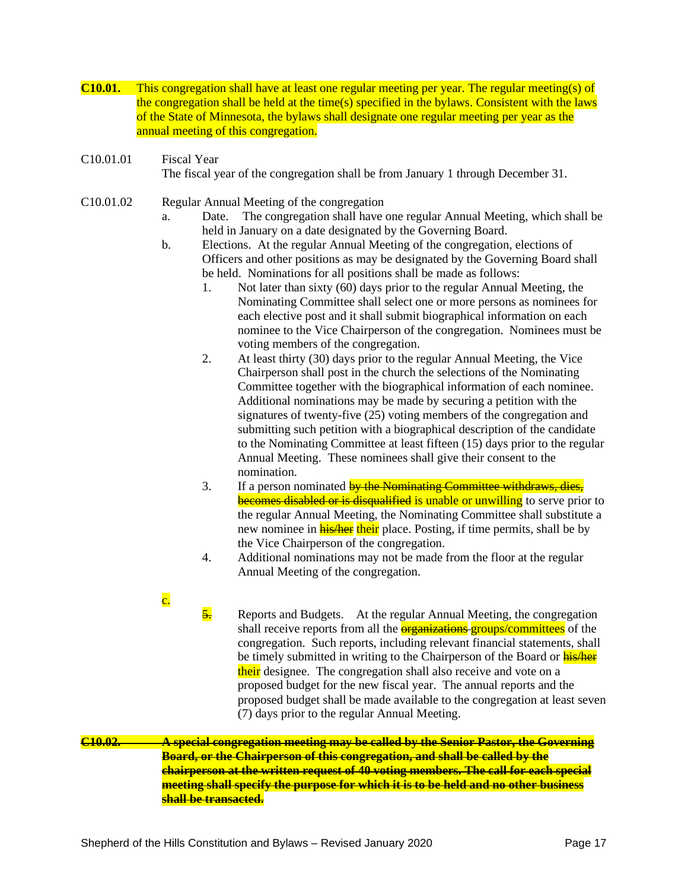**C10.01.** This congregation shall have at least one regular meeting per year. The regular meeting(s) of the congregation shall be held at the time(s) specified in the bylaws. Consistent with the laws of the State of Minnesota, the bylaws shall designate one regular meeting per year as the annual meeting of this congregation.

C10.01.01 Fiscal Year

The fiscal year of the congregation shall be from January 1 through December 31.

C10.01.02 Regular Annual Meeting of the congregation

a. Date. The congregation shall have one regular Annual Meeting, which shall be held in January on a date designated by the Governing Board.

b. Elections. At the regular Annual Meeting of the congregation, elections of Officers and other positions as may be designated by the Governing Board shall be held. Nominations for all positions shall be made as follows:

1. Not later than sixty (60) days prior to the regular Annual Meeting, the Nominating Committee shall select one or more persons as nominees for each elective post and it shall submit biographical information on each nominee to the Vice Chairperson of the congregation. Nominees must be voting members of the congregation.
2. At least thirty (30) days prior to the regular Annual Meeting, the Vice Chairperson shall post in the church the selections of the Nominating Committee together with the biographical information of each nominee. Additional nominations may be made by securing a petition with the signatures of twenty-five (25) voting members of the congregation and submitting such petition with a biographical description of the candidate to the Nominating Committee at least fifteen (15) days prior to the regular Annual Meeting. These nominees shall give their consent to the nomination.
3. If a person nominated ~~by the Nominating Committee withdraws, dies, becomes disabled or is disqualified~~ is unable or unwilling to serve prior to the regular Annual Meeting, the Nominating Committee shall substitute a new nominee in ~~his/her~~ their place. Posting, if time permits, shall be by the Vice Chairperson of the congregation.
4. Additional nominations may not be made from the floor at the regular Annual Meeting of the congregation.

c.

~~5.~~ Reports and Budgets. At the regular Annual Meeting, the congregation shall receive reports from all the ~~organizations~~ groups/committees of the congregation. Such reports, including relevant financial statements, shall be timely submitted in writing to the Chairperson of the Board or ~~his/her~~ their designee. The congregation shall also receive and vote on a proposed budget for the new fiscal year. The annual reports and the proposed budget shall be made available to the congregation at least seven (7) days prior to the regular Annual Meeting.

~~**C10.02. A special congregation meeting may be called by the Senior Pastor, the Governing Board, or the Chairperson of this congregation, and shall be called by the chairperson at the written request of 40 voting members. The call for each special meeting shall specify the purpose for which it is to be held and no other business shall be transacted.**~~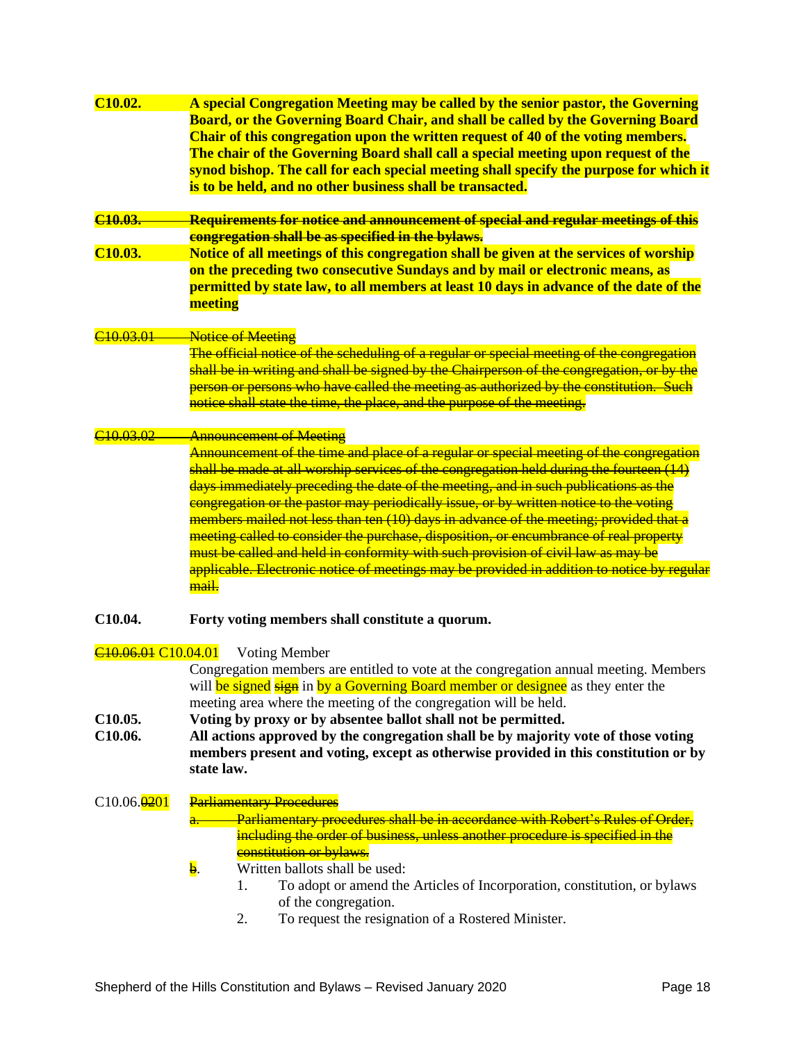**C10.02.** **A special Congregation Meeting may be called by the senior pastor, the Governing Board, or the Governing Board Chair, and shall be called by the Governing Board Chair of this congregation upon the written request of 40 of the voting members. The chair of the Governing Board shall call a special meeting upon request of the synod bishop. The call for each special meeting shall specify the purpose for which it is to be held, and no other business shall be transacted.**

~~**C10.03.** **Requirements for notice and announcement of special and regular meetings of this congregation shall be as specified in the bylaws.**~~

**C10.03.** **Notice of all meetings of this congregation shall be given at the services of worship on the preceding two consecutive Sundays and by mail or electronic means, as permitted by state law, to all members at least 10 days in advance of the date of the meeting**

~~C10.03.01 Notice of Meeting~~

~~The official notice of the scheduling of a regular or special meeting of the congregation shall be in writing and shall be signed by the Chairperson of the congregation, or by the person or persons who have called the meeting as authorized by the constitution. Such notice shall state the time, the place, and the purpose of the meeting.~~

~~C10.03.02 Announcement of Meeting~~

~~Announcement of the time and place of a regular or special meeting of the congregation shall be made at all worship services of the congregation held during the fourteen (14) days immediately preceding the date of the meeting, and in such publications as the congregation or the pastor may periodically issue, or by written notice to the voting members mailed not less than ten (10) days in advance of the meeting; provided that a meeting called to consider the purchase, disposition, or encumbrance of real property must be called and held in conformity with such provision of civil law as may be applicable. Electronic notice of meetings may be provided in addition to notice by regular mail.~~

**C10.04.** **Forty voting members shall constitute a quorum.**

~~C10.06.01~~ C10.04.01 Voting Member

Congregation members are entitled to vote at the congregation annual meeting. Members will be signed ~~sign~~ in by a Governing Board member or designee as they enter the meeting area where the meeting of the congregation will be held.

**C10.05.** **Voting by proxy or by absentee ballot shall not be permitted.**

**C10.06.** **All actions approved by the congregation shall be by majority vote of those voting members present and voting, except as otherwise provided in this constitution or by state law.**

C10.06.~~02~~01 ~~Parliamentary Procedures~~

~~a. Parliamentary procedures shall be in accordance with Robert's Rules of Order, including the order of business, unless another procedure is specified in the constitution or bylaws.~~

~~b~~. Written ballots shall be used:

1. To adopt or amend the Articles of Incorporation, constitution, or bylaws of the congregation.
2. To request the resignation of a Rostered Minister.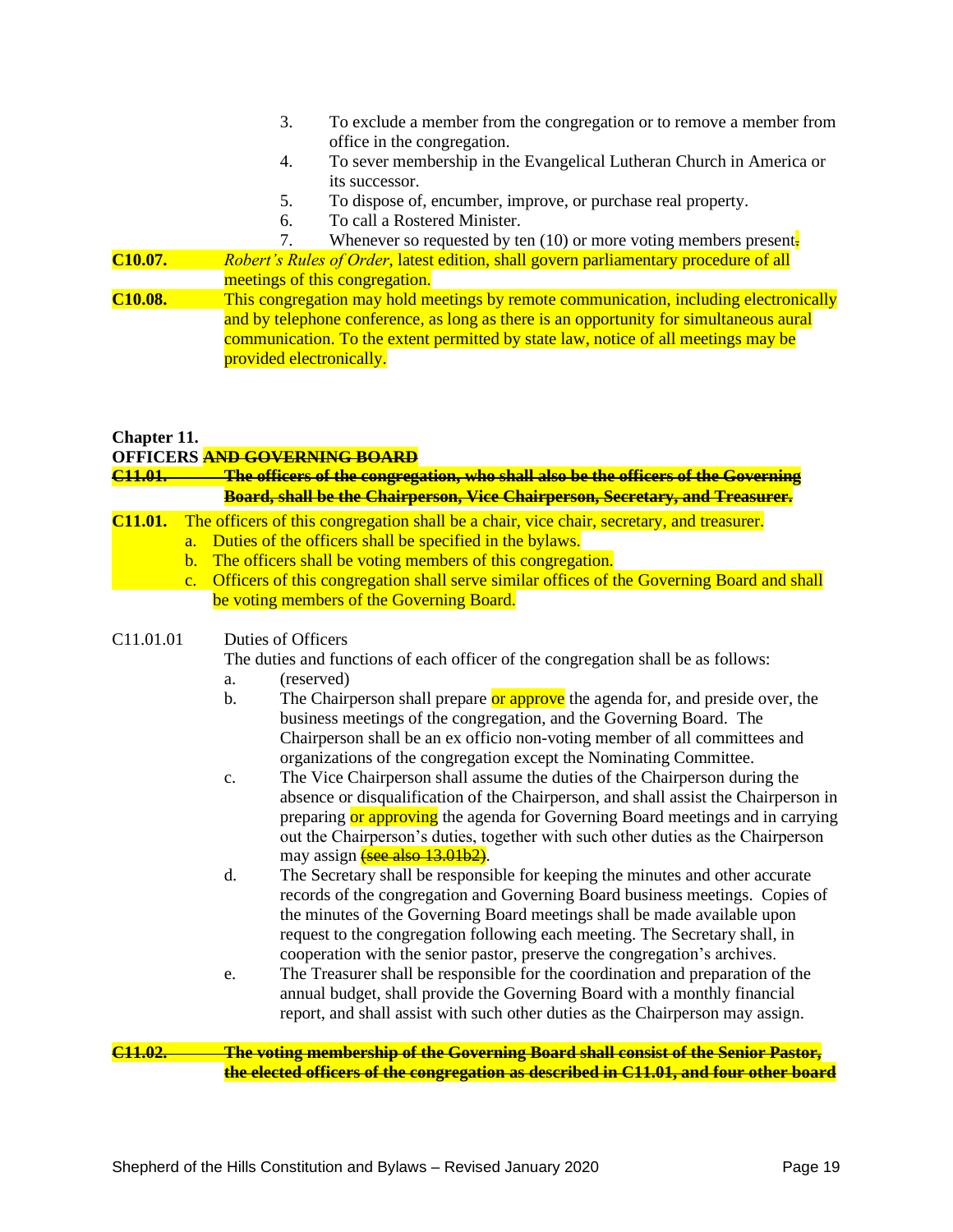3. To exclude a member from the congregation or to remove a member from office in the congregation.
4. To sever membership in the Evangelical Lutheran Church in America or its successor.
5. To dispose of, encumber, improve, or purchase real property.
6. To call a Rostered Minister.
7. Whenever so requested by ten (10) or more voting members present~~.~~

**C10.07.** *Robert's Rules of Order*, latest edition, shall govern parliamentary procedure of all meetings of this congregation.

**C10.08.** This congregation may hold meetings by remote communication, including electronically and by telephone conference, as long as there is an opportunity for simultaneous aural communication. To the extent permitted by state law, notice of all meetings may be provided electronically.

## Chapter 11.
## OFFICERS ~~AND GOVERNING BOARD~~

~~**C11.01. The officers of the congregation, who shall also be the officers of the Governing Board, shall be the Chairperson, Vice Chairperson, Secretary, and Treasurer.**~~

**C11.01.** The officers of this congregation shall be a chair, vice chair, secretary, and treasurer.

a. Duties of the officers shall be specified in the bylaws.
b. The officers shall be voting members of this congregation.
c. Officers of this congregation shall serve similar offices of the Governing Board and shall be voting members of the Governing Board.

C11.01.01 Duties of Officers

The duties and functions of each officer of the congregation shall be as follows:

a. (reserved)
b. The Chairperson shall prepare or approve the agenda for, and preside over, the business meetings of the congregation, and the Governing Board. The Chairperson shall be an ex officio non-voting member of all committees and organizations of the congregation except the Nominating Committee.
c. The Vice Chairperson shall assume the duties of the Chairperson during the absence or disqualification of the Chairperson, and shall assist the Chairperson in preparing or approving the agenda for Governing Board meetings and in carrying out the Chairperson's duties, together with such other duties as the Chairperson may assign ~~(see also 13.01b2)~~.
d. The Secretary shall be responsible for keeping the minutes and other accurate records of the congregation and Governing Board business meetings. Copies of the minutes of the Governing Board meetings shall be made available upon request to the congregation following each meeting. The Secretary shall, in cooperation with the senior pastor, preserve the congregation's archives.
e. The Treasurer shall be responsible for the coordination and preparation of the annual budget, shall provide the Governing Board with a monthly financial report, and shall assist with such other duties as the Chairperson may assign.

~~**C11.02. The voting membership of the Governing Board shall consist of the Senior Pastor, the elected officers of the congregation as described in C11.01, and four other board**~~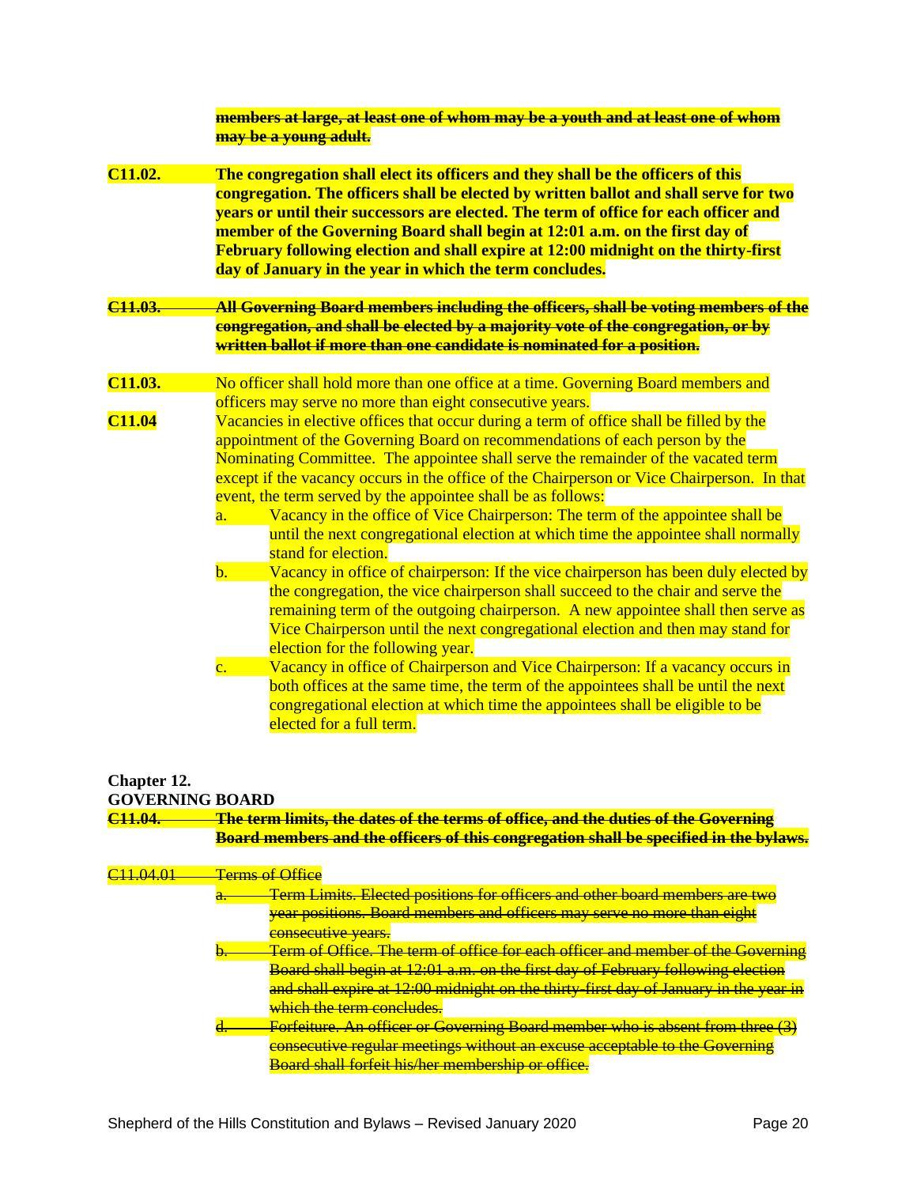~~**members at large, at least one of whom may be a youth and at least one of whom may be a young adult.**~~

**C11.02.** **The congregation shall elect its officers and they shall be the officers of this congregation. The officers shall be elected by written ballot and shall serve for two years or until their successors are elected. The term of office for each officer and member of the Governing Board shall begin at 12:01 a.m. on the first day of February following election and shall expire at 12:00 midnight on the thirty-first day of January in the year in which the term concludes.**

~~**C11.03.** **All Governing Board members including the officers, shall be voting members of the congregation, and shall be elected by a majority vote of the congregation, or by written ballot if more than one candidate is nominated for a position.**~~

**C11.03.** No officer shall hold more than one office at a time. Governing Board members and officers may serve no more than eight consecutive years.

**C11.04** Vacancies in elective offices that occur during a term of office shall be filled by the appointment of the Governing Board on recommendations of each person by the Nominating Committee. The appointee shall serve the remainder of the vacated term except if the vacancy occurs in the office of the Chairperson or Vice Chairperson. In that event, the term served by the appointee shall be as follows:

a. Vacancy in the office of Vice Chairperson: The term of the appointee shall be until the next congregational election at which time the appointee shall normally stand for election.

b. Vacancy in office of chairperson: If the vice chairperson has been duly elected by the congregation, the vice chairperson shall succeed to the chair and serve the remaining term of the outgoing chairperson. A new appointee shall then serve as Vice Chairperson until the next congregational election and then may stand for election for the following year.

c. Vacancy in office of Chairperson and Vice Chairperson: If a vacancy occurs in both offices at the same time, the term of the appointees shall be until the next congregational election at which time the appointees shall be eligible to be elected for a full term.

## Chapter 12.
## GOVERNING BOARD

~~**C11.04.** **The term limits, the dates of the terms of office, and the duties of the Governing Board members and the officers of this congregation shall be specified in the bylaws.**~~

~~C11.04.01 Terms of Office~~

~~a. Term Limits. Elected positions for officers and other board members are two year positions. Board members and officers may serve no more than eight consecutive years.~~

~~b. Term of Office. The term of office for each officer and member of the Governing Board shall begin at 12:01 a.m. on the first day of February following election and shall expire at 12:00 midnight on the thirty-first day of January in the year in which the term concludes.~~

~~d. Forfeiture. An officer or Governing Board member who is absent from three (3) consecutive regular meetings without an excuse acceptable to the Governing Board shall forfeit his/her membership or office.~~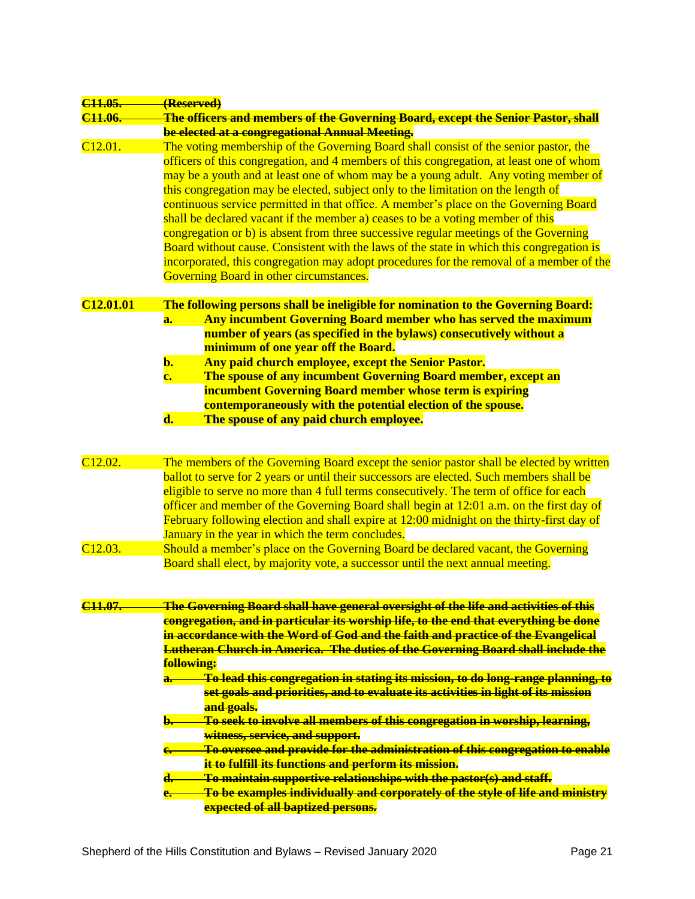~~**C11.05. (Reserved)**~~

~~**C11.06. The officers and members of the Governing Board, except the Senior Pastor, shall be elected at a congregational Annual Meeting.**~~

C12.01. The voting membership of the Governing Board shall consist of the senior pastor, the officers of this congregation, and 4 members of this congregation, at least one of whom may be a youth and at least one of whom may be a young adult. Any voting member of this congregation may be elected, subject only to the limitation on the length of continuous service permitted in that office. A member's place on the Governing Board shall be declared vacant if the member a) ceases to be a voting member of this congregation or b) is absent from three successive regular meetings of the Governing Board without cause. Consistent with the laws of the state in which this congregation is incorporated, this congregation may adopt procedures for the removal of a member of the Governing Board in other circumstances.

**C12.01.01 The following persons shall be ineligible for nomination to the Governing Board:**

**a. Any incumbent Governing Board member who has served the maximum number of years (as specified in the bylaws) consecutively without a minimum of one year off the Board.**

**b. Any paid church employee, except the Senior Pastor.**

**c. The spouse of any incumbent Governing Board member, except an incumbent Governing Board member whose term is expiring contemporaneously with the potential election of the spouse.**

**d. The spouse of any paid church employee.**

C12.02. The members of the Governing Board except the senior pastor shall be elected by written ballot to serve for 2 years or until their successors are elected. Such members shall be eligible to serve no more than 4 full terms consecutively. The term of office for each officer and member of the Governing Board shall begin at 12:01 a.m. on the first day of February following election and shall expire at 12:00 midnight on the thirty-first day of January in the year in which the term concludes.

C12.03. Should a member's place on the Governing Board be declared vacant, the Governing Board shall elect, by majority vote, a successor until the next annual meeting.

~~**C11.07. The Governing Board shall have general oversight of the life and activities of this congregation, and in particular its worship life, to the end that everything be done in accordance with the Word of God and the faith and practice of the Evangelical Lutheran Church in America. The duties of the Governing Board shall include the following:**~~

~~**a. To lead this congregation in stating its mission, to do long-range planning, to set goals and priorities, and to evaluate its activities in light of its mission and goals.**~~

~~**b. To seek to involve all members of this congregation in worship, learning, witness, service, and support.**~~

~~**c. To oversee and provide for the administration of this congregation to enable it to fulfill its functions and perform its mission.**~~

~~**d. To maintain supportive relationships with the pastor(s) and staff.**~~

~~**e. To be examples individually and corporately of the style of life and ministry expected of all baptized persons.**~~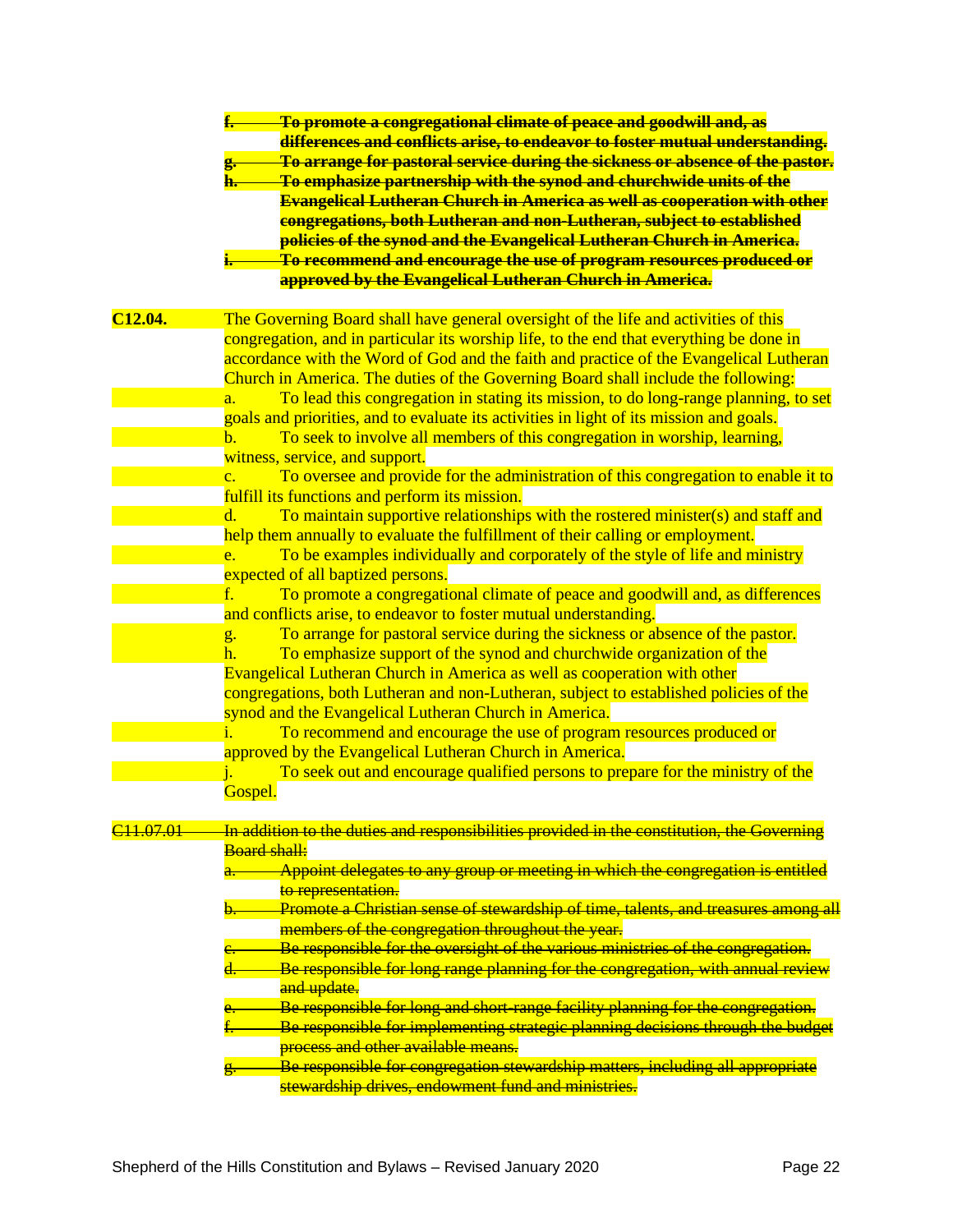~~**f. To promote a congregational climate of peace and goodwill and, as differences and conflicts arise, to endeavor to foster mutual understanding.**~~

~~**g. To arrange for pastoral service during the sickness or absence of the pastor.**~~

~~**h. To emphasize partnership with the synod and churchwide units of the Evangelical Lutheran Church in America as well as cooperation with other congregations, both Lutheran and non-Lutheran, subject to established policies of the synod and the Evangelical Lutheran Church in America.**~~

~~**i. To recommend and encourage the use of program resources produced or approved by the Evangelical Lutheran Church in America.**~~

**C12.04.** The Governing Board shall have general oversight of the life and activities of this congregation, and in particular its worship life, to the end that everything be done in accordance with the Word of God and the faith and practice of the Evangelical Lutheran Church in America. The duties of the Governing Board shall include the following:

a. To lead this congregation in stating its mission, to do long-range planning, to set goals and priorities, and to evaluate its activities in light of its mission and goals.

b. To seek to involve all members of this congregation in worship, learning, witness, service, and support.

c. To oversee and provide for the administration of this congregation to enable it to fulfill its functions and perform its mission.

d. To maintain supportive relationships with the rostered minister(s) and staff and help them annually to evaluate the fulfillment of their calling or employment.

e. To be examples individually and corporately of the style of life and ministry expected of all baptized persons.

f. To promote a congregational climate of peace and goodwill and, as differences and conflicts arise, to endeavor to foster mutual understanding.

g. To arrange for pastoral service during the sickness or absence of the pastor.

h. To emphasize support of the synod and churchwide organization of the Evangelical Lutheran Church in America as well as cooperation with other congregations, both Lutheran and non-Lutheran, subject to established policies of the synod and the Evangelical Lutheran Church in America.

i. To recommend and encourage the use of program resources produced or approved by the Evangelical Lutheran Church in America.

j. To seek out and encourage qualified persons to prepare for the ministry of the Gospel.

~~C11.07.01 In addition to the duties and responsibilities provided in the constitution, the Governing Board shall:~~

~~a. Appoint delegates to any group or meeting in which the congregation is entitled to representation.~~

~~b. Promote a Christian sense of stewardship of time, talents, and treasures among all members of the congregation throughout the year.~~

~~c. Be responsible for the oversight of the various ministries of the congregation.~~

~~d. Be responsible for long range planning for the congregation, with annual review and update.~~

~~e. Be responsible for long and short-range facility planning for the congregation.~~

~~f. Be responsible for implementing strategic planning decisions through the budget process and other available means.~~

~~g. Be responsible for congregation stewardship matters, including all appropriate stewardship drives, endowment fund and ministries.~~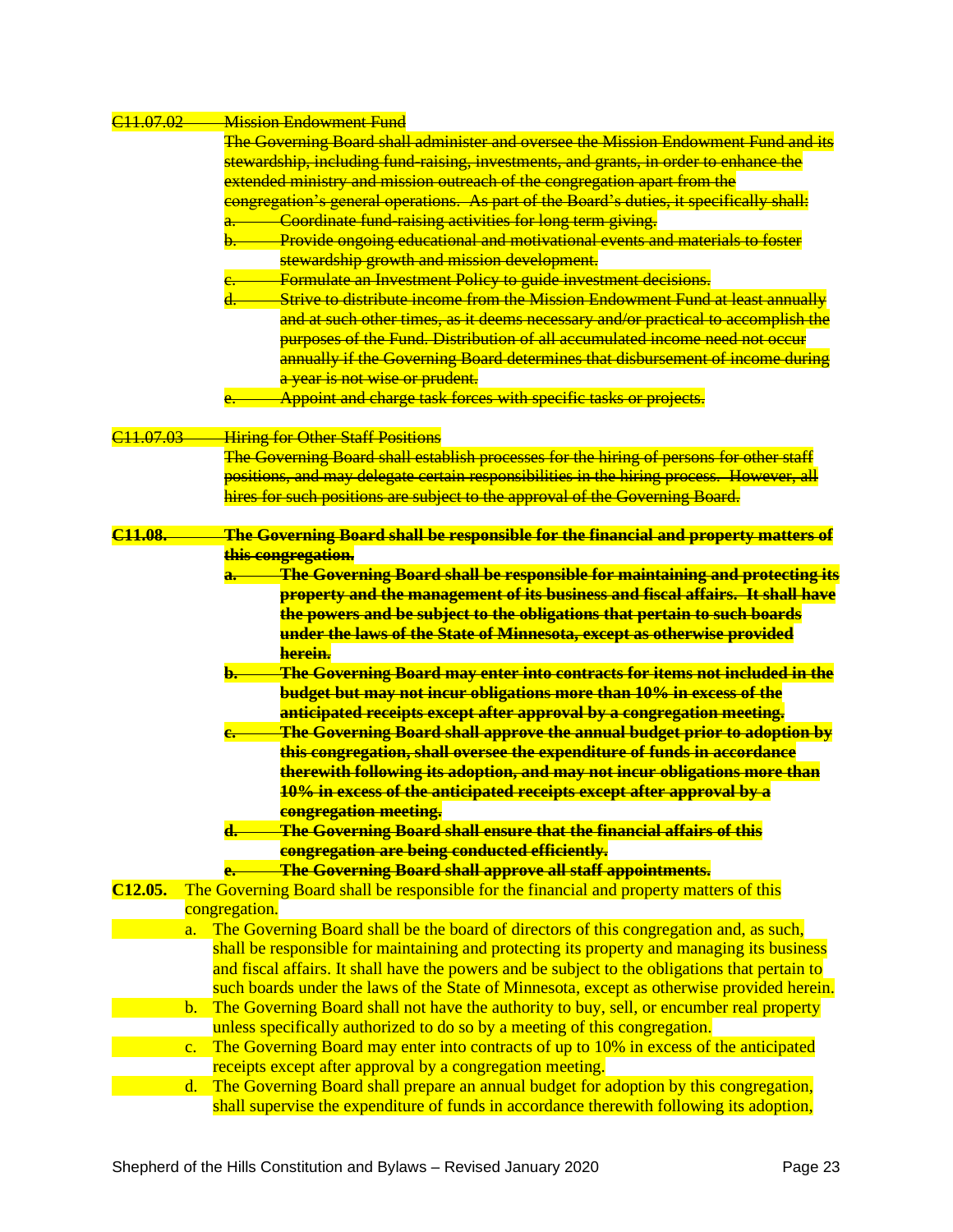~~C11.07.02 Mission Endowment Fund~~

~~The Governing Board shall administer and oversee the Mission Endowment Fund and its stewardship, including fund-raising, investments, and grants, in order to enhance the extended ministry and mission outreach of the congregation apart from the congregation's general operations. As part of the Board's duties, it specifically shall:~~

~~a. Coordinate fund-raising activities for long term giving.~~

~~b. Provide ongoing educational and motivational events and materials to foster stewardship growth and mission development.~~

~~c. Formulate an Investment Policy to guide investment decisions.~~

~~d. Strive to distribute income from the Mission Endowment Fund at least annually and at such other times, as it deems necessary and/or practical to accomplish the purposes of the Fund. Distribution of all accumulated income need not occur annually if the Governing Board determines that disbursement of income during a year is not wise or prudent.~~

~~e. Appoint and charge task forces with specific tasks or projects.~~

~~C11.07.03 Hiring for Other Staff Positions~~

~~The Governing Board shall establish processes for the hiring of persons for other staff positions, and may delegate certain responsibilities in the hiring process. However, all hires for such positions are subject to the approval of the Governing Board.~~

~~**C11.08. The Governing Board shall be responsible for the financial and property matters of this congregation.**~~

~~**a. The Governing Board shall be responsible for maintaining and protecting its property and the management of its business and fiscal affairs. It shall have the powers and be subject to the obligations that pertain to such boards under the laws of the State of Minnesota, except as otherwise provided herein.**~~

~~**b. The Governing Board may enter into contracts for items not included in the budget but may not incur obligations more than 10% in excess of the anticipated receipts except after approval by a congregation meeting.**~~

~~**c. The Governing Board shall approve the annual budget prior to adoption by this congregation, shall oversee the expenditure of funds in accordance therewith following its adoption, and may not incur obligations more than 10% in excess of the anticipated receipts except after approval by a congregation meeting.**~~

~~**d. The Governing Board shall ensure that the financial affairs of this congregation are being conducted efficiently.**~~

~~**e. The Governing Board shall approve all staff appointments.**~~

**C12.05.** The Governing Board shall be responsible for the financial and property matters of this congregation.

a. The Governing Board shall be the board of directors of this congregation and, as such, shall be responsible for maintaining and protecting its property and managing its business and fiscal affairs. It shall have the powers and be subject to the obligations that pertain to such boards under the laws of the State of Minnesota, except as otherwise provided herein.

b. The Governing Board shall not have the authority to buy, sell, or encumber real property unless specifically authorized to do so by a meeting of this congregation.

c. The Governing Board may enter into contracts of up to 10% in excess of the anticipated receipts except after approval by a congregation meeting.

d. The Governing Board shall prepare an annual budget for adoption by this congregation, shall supervise the expenditure of funds in accordance therewith following its adoption,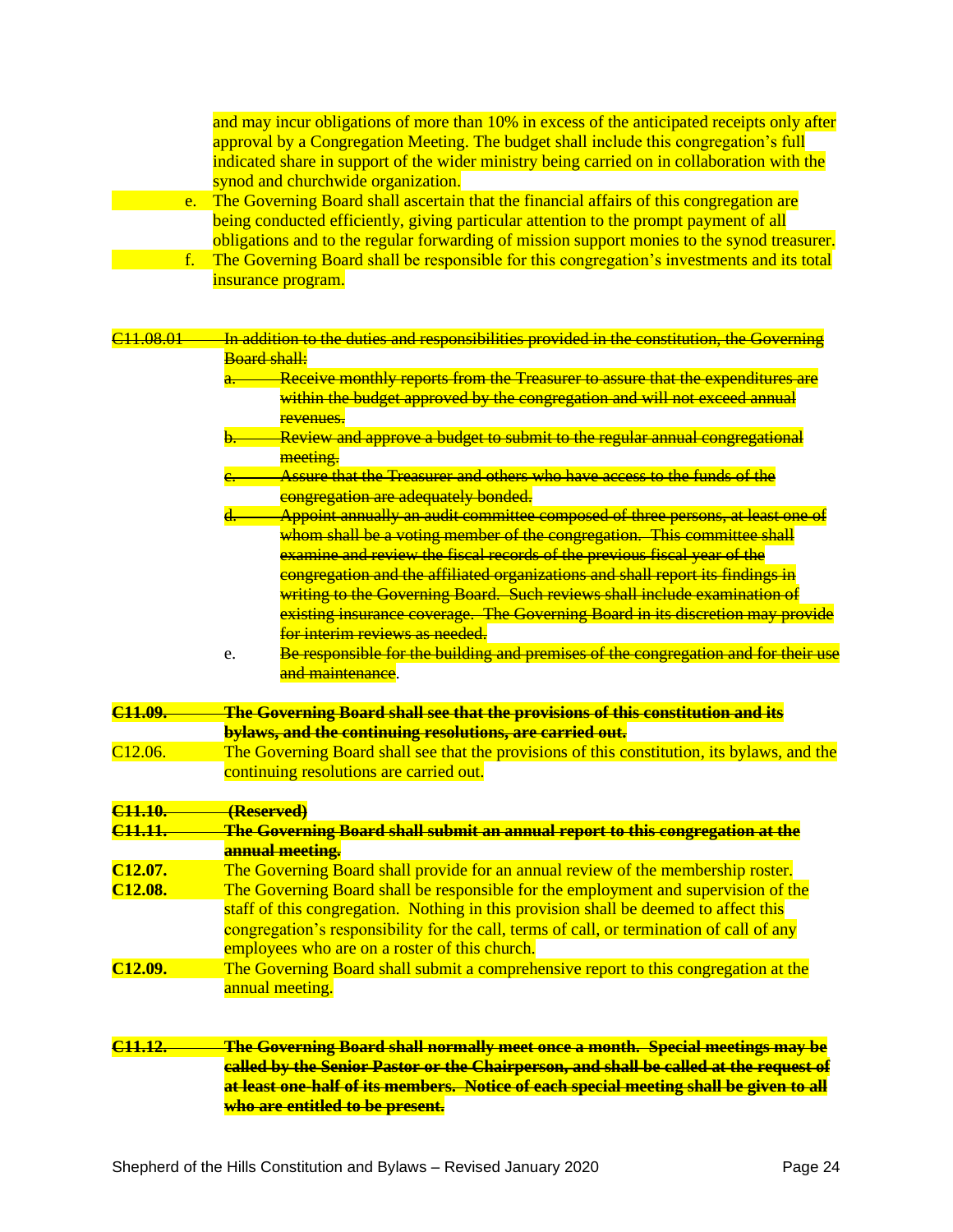and may incur obligations of more than 10% in excess of the anticipated receipts only after approval by a Congregation Meeting. The budget shall include this congregation's full indicated share in support of the wider ministry being carried on in collaboration with the synod and churchwide organization.

e. The Governing Board shall ascertain that the financial affairs of this congregation are being conducted efficiently, giving particular attention to the prompt payment of all obligations and to the regular forwarding of mission support monies to the synod treasurer.

f. The Governing Board shall be responsible for this congregation's investments and its total insurance program.

~~C11.08.01 In addition to the duties and responsibilities provided in the constitution, the Governing Board shall:~~

~~a. Receive monthly reports from the Treasurer to assure that the expenditures are within the budget approved by the congregation and will not exceed annual revenues.~~

~~b. Review and approve a budget to submit to the regular annual congregational meeting.~~

~~c. Assure that the Treasurer and others who have access to the funds of the congregation are adequately bonded.~~

~~d. Appoint annually an audit committee composed of three persons, at least one of whom shall be a voting member of the congregation. This committee shall examine and review the fiscal records of the previous fiscal year of the congregation and the affiliated organizations and shall report its findings in writing to the Governing Board. Such reviews shall include examination of existing insurance coverage. The Governing Board in its discretion may provide for interim reviews as needed.~~

e. ~~Be responsible for the building and premises of the congregation and for their use and maintenance~~.

~~**C11.09. The Governing Board shall see that the provisions of this constitution and its bylaws, and the continuing resolutions, are carried out.**~~

C12.06. The Governing Board shall see that the provisions of this constitution, its bylaws, and the continuing resolutions are carried out.

~~**C11.10. (Reserved)**~~

~~**C11.11. The Governing Board shall submit an annual report to this congregation at the annual meeting.**~~

**C12.07.** The Governing Board shall provide for an annual review of the membership roster.

**C12.08.** The Governing Board shall be responsible for the employment and supervision of the staff of this congregation. Nothing in this provision shall be deemed to affect this congregation's responsibility for the call, terms of call, or termination of call of any employees who are on a roster of this church.

**C12.09.** The Governing Board shall submit a comprehensive report to this congregation at the annual meeting.

~~**C11.12. The Governing Board shall normally meet once a month. Special meetings may be called by the Senior Pastor or the Chairperson, and shall be called at the request of at least one-half of its members. Notice of each special meeting shall be given to all who are entitled to be present.**~~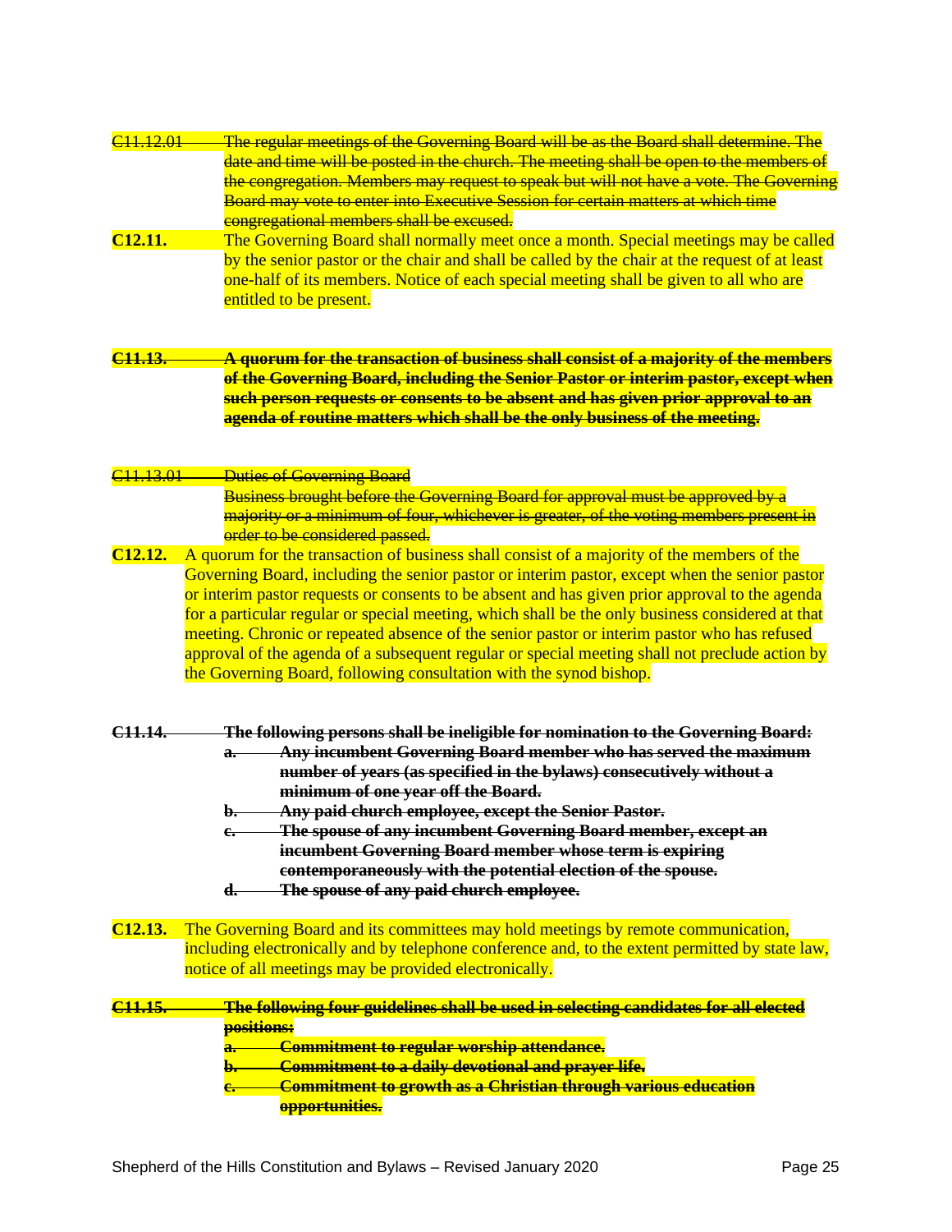~~C11.12.01 The regular meetings of the Governing Board will be as the Board shall determine. The date and time will be posted in the church. The meeting shall be open to the members of the congregation. Members may request to speak but will not have a vote. The Governing Board may vote to enter into Executive Session for certain matters at which time congregational members shall be excused.~~

**C12.11.** The Governing Board shall normally meet once a month. Special meetings may be called by the senior pastor or the chair and shall be called by the chair at the request of at least one-half of its members. Notice of each special meeting shall be given to all who are entitled to be present.

~~**C11.13. A quorum for the transaction of business shall consist of a majority of the members of the Governing Board, including the Senior Pastor or interim pastor, except when such person requests or consents to be absent and has given prior approval to an agenda of routine matters which shall be the only business of the meeting.**~~

~~C11.13.01 Duties of Governing Board~~

~~Business brought before the Governing Board for approval must be approved by a majority or a minimum of four, whichever is greater, of the voting members present in order to be considered passed.~~

**C12.12.** A quorum for the transaction of business shall consist of a majority of the members of the Governing Board, including the senior pastor or interim pastor, except when the senior pastor or interim pastor requests or consents to be absent and has given prior approval to the agenda for a particular regular or special meeting, which shall be the only business considered at that meeting. Chronic or repeated absence of the senior pastor or interim pastor who has refused approval of the agenda of a subsequent regular or special meeting shall not preclude action by the Governing Board, following consultation with the synod bishop.

~~**C11.14. The following persons shall be ineligible for nomination to the Governing Board:**~~

- ~~**a. Any incumbent Governing Board member who has served the maximum number of years (as specified in the bylaws) consecutively without a minimum of one year off the Board.**~~
- ~~**b. Any paid church employee, except the Senior Pastor.**~~
- ~~**c. The spouse of any incumbent Governing Board member, except an incumbent Governing Board member whose term is expiring contemporaneously with the potential election of the spouse.**~~
- ~~**d. The spouse of any paid church employee.**~~

**C12.13.** The Governing Board and its committees may hold meetings by remote communication, including electronically and by telephone conference and, to the extent permitted by state law, notice of all meetings may be provided electronically.

~~**C11.15. The following four guidelines shall be used in selecting candidates for all elected positions:**~~

- ~~**a. Commitment to regular worship attendance.**~~
- ~~**b. Commitment to a daily devotional and prayer life.**~~
- ~~**c. Commitment to growth as a Christian through various education opportunities.**~~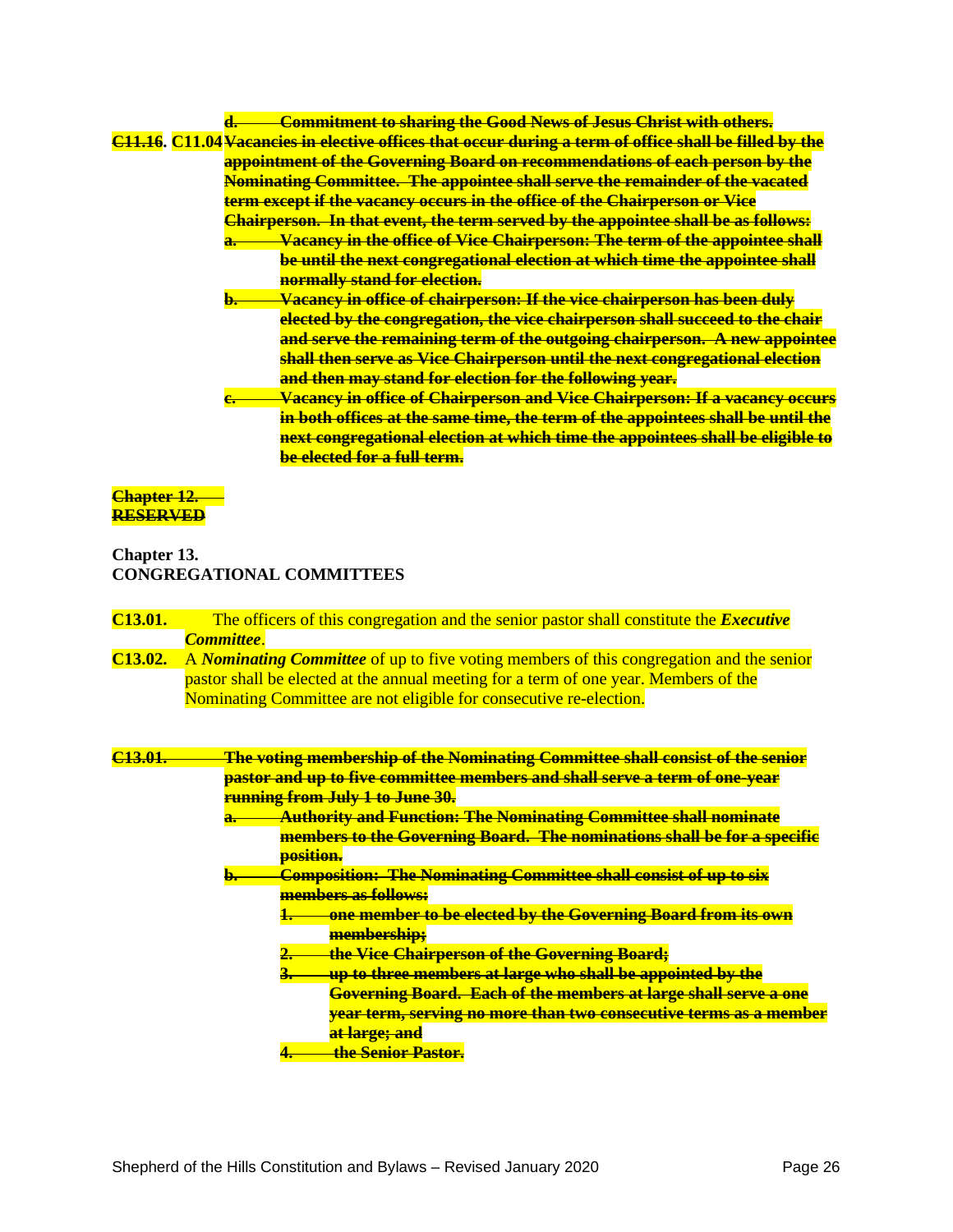~~d. Commitment to sharing the Good News of Jesus Christ with others.~~

~~**C11.16**~~. **C11.04** ~~**Vacancies in elective offices that occur during a term of office shall be filled by the appointment of the Governing Board on recommendations of each person by the Nominating Committee. The appointee shall serve the remainder of the vacated term except if the vacancy occurs in the office of the Chairperson or Vice Chairperson. In that event, the term served by the appointee shall be as follows:**~~

~~**a. Vacancy in the office of Vice Chairperson: The term of the appointee shall be until the next congregational election at which time the appointee shall normally stand for election.**~~

~~**b. Vacancy in office of chairperson: If the vice chairperson has been duly elected by the congregation, the vice chairperson shall succeed to the chair and serve the remaining term of the outgoing chairperson. A new appointee shall then serve as Vice Chairperson until the next congregational election and then may stand for election for the following year.**~~

~~**c. Vacancy in office of Chairperson and Vice Chairperson: If a vacancy occurs in both offices at the same time, the term of the appointees shall be until the next congregational election at which time the appointees shall be eligible to be elected for a full term.**~~

~~**Chapter 12.**~~
~~**RESERVED**~~

## Chapter 13.
## CONGREGATIONAL COMMITTEES

**C13.01.** The officers of this congregation and the senior pastor shall constitute the ***Executive Committee***.

**C13.02.** A ***Nominating Committee*** of up to five voting members of this congregation and the senior pastor shall be elected at the annual meeting for a term of one year. Members of the Nominating Committee are not eligible for consecutive re-election.

~~**C13.01. The voting membership of the Nominating Committee shall consist of the senior pastor and up to five committee members and shall serve a term of one-year running from July 1 to June 30.**~~

~~**a. Authority and Function: The Nominating Committee shall nominate members to the Governing Board. The nominations shall be for a specific position.**~~

~~**b. Composition: The Nominating Committee shall consist of up to six members as follows:**~~

~~**1. one member to be elected by the Governing Board from its own membership;**~~

~~**2. the Vice Chairperson of the Governing Board;**~~

~~**3. up to three members at large who shall be appointed by the Governing Board. Each of the members at large shall serve a one year term, serving no more than two consecutive terms as a member at large; and**~~

~~**4. the Senior Pastor.**~~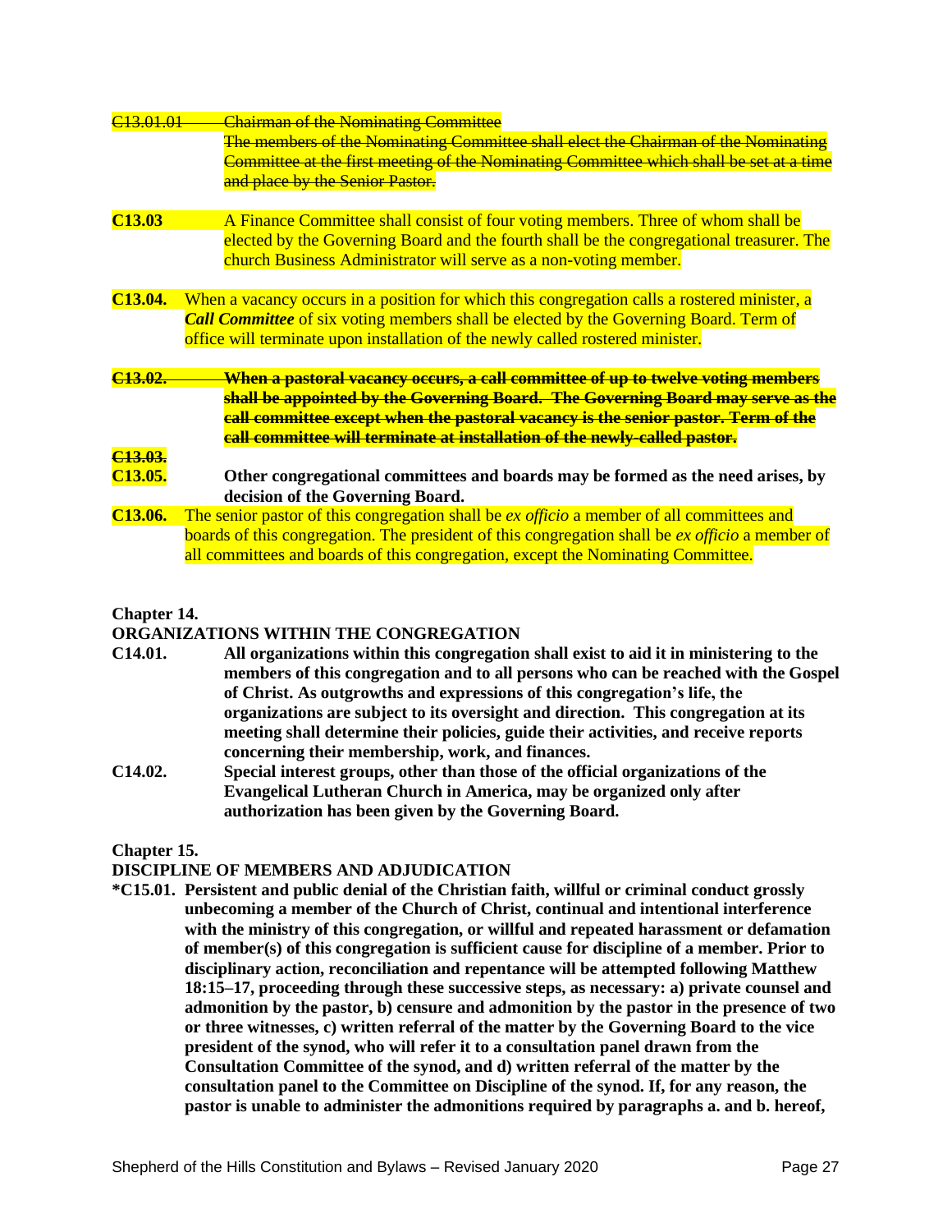~~C13.01.01 Chairman of the Nominating Committee~~
~~The members of the Nominating Committee shall elect the Chairman of the Nominating Committee at the first meeting of the Nominating Committee which shall be set at a time and place by the Senior Pastor.~~

**C13.03** A Finance Committee shall consist of four voting members. Three of whom shall be elected by the Governing Board and the fourth shall be the congregational treasurer. The church Business Administrator will serve as a non-voting member.

**C13.04.** When a vacancy occurs in a position for which this congregation calls a rostered minister, a ***Call Committee*** of six voting members shall be elected by the Governing Board. Term of office will terminate upon installation of the newly called rostered minister.

~~**C13.02. When a pastoral vacancy occurs, a call committee of up to twelve voting members shall be appointed by the Governing Board. The Governing Board may serve as the call committee except when the pastoral vacancy is the senior pastor. Term of the call committee will terminate at installation of the newly-called pastor.**~~

~~**C13.03.**~~
**C13.05. Other congregational committees and boards may be formed as the need arises, by decision of the Governing Board.**

**C13.06.** The senior pastor of this congregation shall be *ex officio* a member of all committees and boards of this congregation. The president of this congregation shall be *ex officio* a member of all committees and boards of this congregation, except the Nominating Committee.

## Chapter 14.
## ORGANIZATIONS WITHIN THE CONGREGATION

**C14.01. All organizations within this congregation shall exist to aid it in ministering to the members of this congregation and to all persons who can be reached with the Gospel of Christ. As outgrowths and expressions of this congregation's life, the organizations are subject to its oversight and direction. This congregation at its meeting shall determine their policies, guide their activities, and receive reports concerning their membership, work, and finances.**

**C14.02. Special interest groups, other than those of the official organizations of the Evangelical Lutheran Church in America, may be organized only after authorization has been given by the Governing Board.**

## Chapter 15.
## DISCIPLINE OF MEMBERS AND ADJUDICATION

**\*C15.01. Persistent and public denial of the Christian faith, willful or criminal conduct grossly unbecoming a member of the Church of Christ, continual and intentional interference with the ministry of this congregation, or willful and repeated harassment or defamation of member(s) of this congregation is sufficient cause for discipline of a member. Prior to disciplinary action, reconciliation and repentance will be attempted following Matthew 18:15–17, proceeding through these successive steps, as necessary: a) private counsel and admonition by the pastor, b) censure and admonition by the pastor in the presence of two or three witnesses, c) written referral of the matter by the Governing Board to the vice president of the synod, who will refer it to a consultation panel drawn from the Consultation Committee of the synod, and d) written referral of the matter by the consultation panel to the Committee on Discipline of the synod. If, for any reason, the pastor is unable to administer the admonitions required by paragraphs a. and b. hereof,**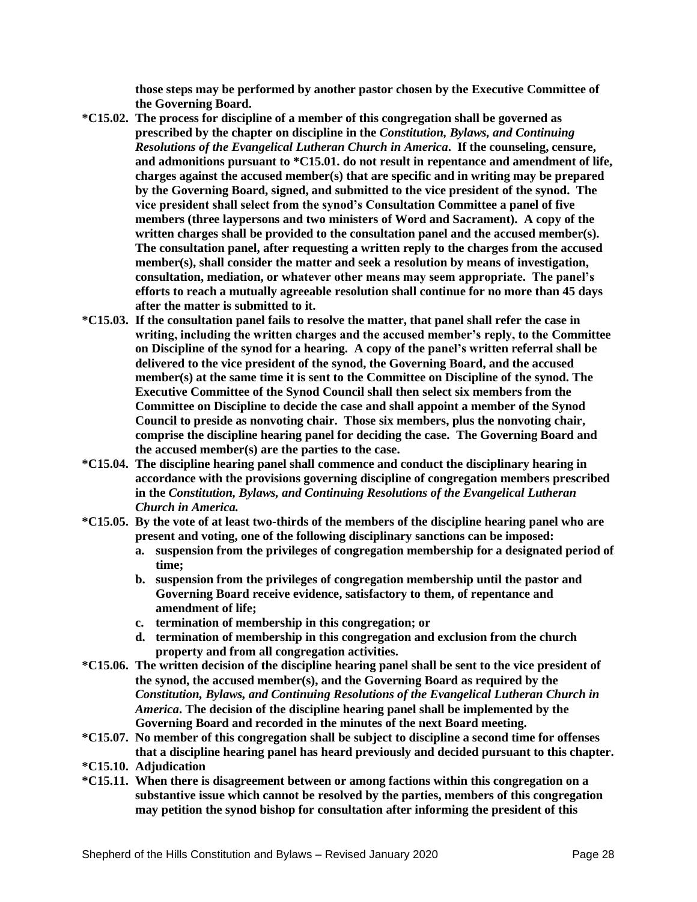**those steps may be performed by another pastor chosen by the Executive Committee of the Governing Board.**

**\*C15.02. The process for discipline of a member of this congregation shall be governed as prescribed by the chapter on discipline in the *Constitution, Bylaws, and Continuing Resolutions of the Evangelical Lutheran Church in America*. If the counseling, censure, and admonitions pursuant to \*C15.01. do not result in repentance and amendment of life, charges against the accused member(s) that are specific and in writing may be prepared by the Governing Board, signed, and submitted to the vice president of the synod. The vice president shall select from the synod's Consultation Committee a panel of five members (three laypersons and two ministers of Word and Sacrament). A copy of the written charges shall be provided to the consultation panel and the accused member(s). The consultation panel, after requesting a written reply to the charges from the accused member(s), shall consider the matter and seek a resolution by means of investigation, consultation, mediation, or whatever other means may seem appropriate. The panel's efforts to reach a mutually agreeable resolution shall continue for no more than 45 days after the matter is submitted to it.**

**\*C15.03. If the consultation panel fails to resolve the matter, that panel shall refer the case in writing, including the written charges and the accused member's reply, to the Committee on Discipline of the synod for a hearing. A copy of the panel's written referral shall be delivered to the vice president of the synod, the Governing Board, and the accused member(s) at the same time it is sent to the Committee on Discipline of the synod. The Executive Committee of the Synod Council shall then select six members from the Committee on Discipline to decide the case and shall appoint a member of the Synod Council to preside as nonvoting chair. Those six members, plus the nonvoting chair, comprise the discipline hearing panel for deciding the case. The Governing Board and the accused member(s) are the parties to the case.**

**\*C15.04. The discipline hearing panel shall commence and conduct the disciplinary hearing in accordance with the provisions governing discipline of congregation members prescribed in the *Constitution, Bylaws, and Continuing Resolutions of the Evangelical Lutheran Church in America.***

**\*C15.05. By the vote of at least two-thirds of the members of the discipline hearing panel who are present and voting, one of the following disciplinary sanctions can be imposed:**

- **a. suspension from the privileges of congregation membership for a designated period of time;**
- **b. suspension from the privileges of congregation membership until the pastor and Governing Board receive evidence, satisfactory to them, of repentance and amendment of life;**
- **c. termination of membership in this congregation; or**
- **d. termination of membership in this congregation and exclusion from the church property and from all congregation activities.**

**\*C15.06. The written decision of the discipline hearing panel shall be sent to the vice president of the synod, the accused member(s), and the Governing Board as required by the *Constitution, Bylaws, and Continuing Resolutions of the Evangelical Lutheran Church in America*. The decision of the discipline hearing panel shall be implemented by the Governing Board and recorded in the minutes of the next Board meeting.**

**\*C15.07. No member of this congregation shall be subject to discipline a second time for offenses that a discipline hearing panel has heard previously and decided pursuant to this chapter.**

**\*C15.10. Adjudication**

**\*C15.11. When there is disagreement between or among factions within this congregation on a substantive issue which cannot be resolved by the parties, members of this congregation may petition the synod bishop for consultation after informing the president of this**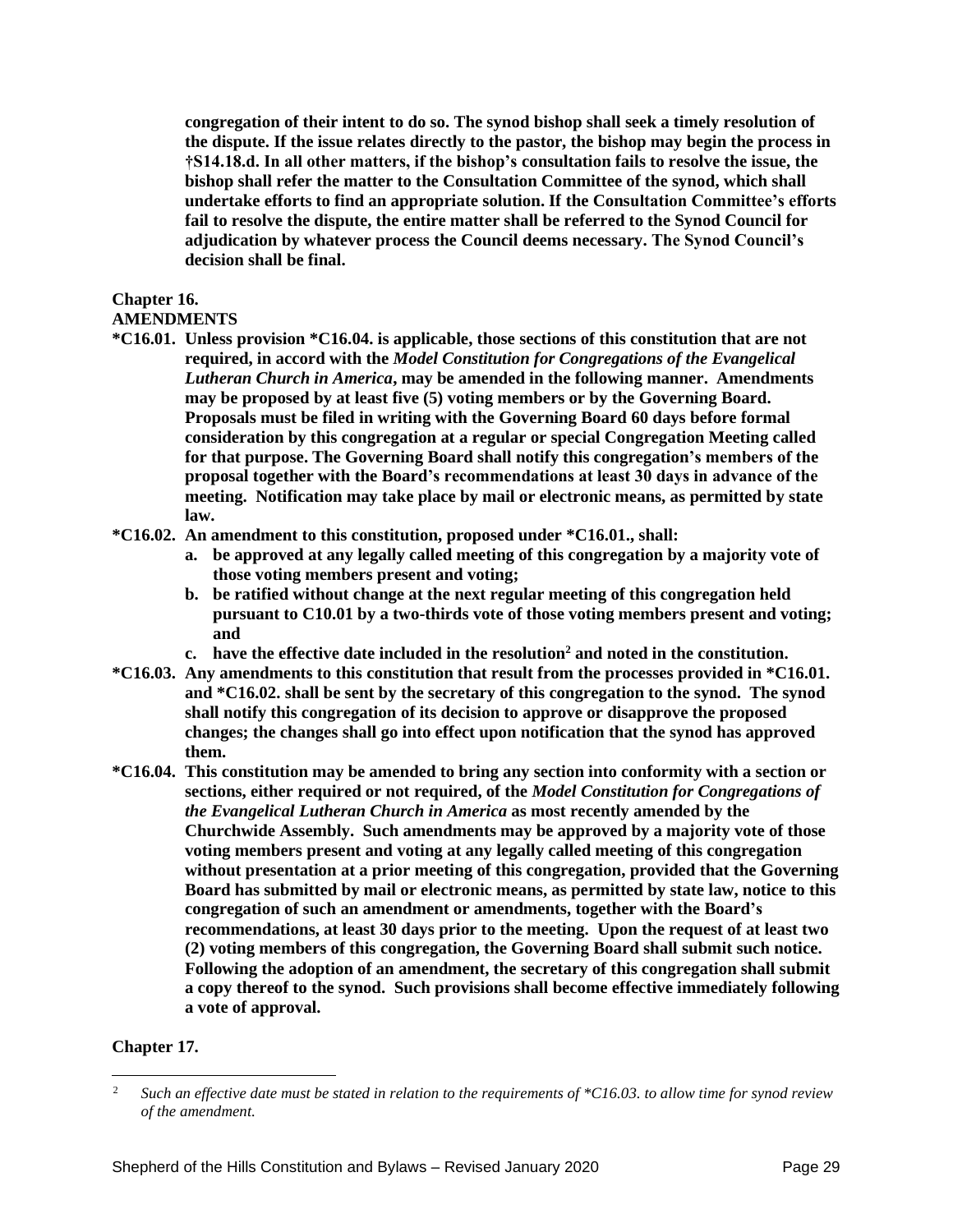**congregation of their intent to do so. The synod bishop shall seek a timely resolution of the dispute. If the issue relates directly to the pastor, the bishop may begin the process in †S14.18.d. In all other matters, if the bishop's consultation fails to resolve the issue, the bishop shall refer the matter to the Consultation Committee of the synod, which shall undertake efforts to find an appropriate solution. If the Consultation Committee's efforts fail to resolve the dispute, the entire matter shall be referred to the Synod Council for adjudication by whatever process the Council deems necessary. The Synod Council's decision shall be final.**

## Chapter 16.
## AMENDMENTS

**\*C16.01. Unless provision \*C16.04. is applicable, those sections of this constitution that are not required, in accord with the *Model Constitution for Congregations of the Evangelical Lutheran Church in America*, may be amended in the following manner. Amendments may be proposed by at least five (5) voting members or by the Governing Board. Proposals must be filed in writing with the Governing Board 60 days before formal consideration by this congregation at a regular or special Congregation Meeting called for that purpose. The Governing Board shall notify this congregation's members of the proposal together with the Board's recommendations at least 30 days in advance of the meeting. Notification may take place by mail or electronic means, as permitted by state law.**

**\*C16.02. An amendment to this constitution, proposed under \*C16.01., shall:**

- **a. be approved at any legally called meeting of this congregation by a majority vote of those voting members present and voting;**
- **b. be ratified without change at the next regular meeting of this congregation held pursuant to C10.01 by a two-thirds vote of those voting members present and voting; and**
- **c. have the effective date included in the resolution[2] and noted in the constitution.**

**\*C16.03. Any amendments to this constitution that result from the processes provided in \*C16.01. and \*C16.02. shall be sent by the secretary of this congregation to the synod. The synod shall notify this congregation of its decision to approve or disapprove the proposed changes; the changes shall go into effect upon notification that the synod has approved them.**

**\*C16.04. This constitution may be amended to bring any section into conformity with a section or sections, either required or not required, of the *Model Constitution for Congregations of the Evangelical Lutheran Church in America* as most recently amended by the Churchwide Assembly. Such amendments may be approved by a majority vote of those voting members present and voting at any legally called meeting of this congregation without presentation at a prior meeting of this congregation, provided that the Governing Board has submitted by mail or electronic means, as permitted by state law, notice to this congregation of such an amendment or amendments, together with the Board's recommendations, at least 30 days prior to the meeting. Upon the request of at least two (2) voting members of this congregation, the Governing Board shall submit such notice. Following the adoption of an amendment, the secretary of this congregation shall submit a copy thereof to the synod. Such provisions shall become effective immediately following a vote of approval.**

## Chapter 17.

---

[2] *Such an effective date must be stated in relation to the requirements of \*C16.03. to allow time for synod review of the amendment.*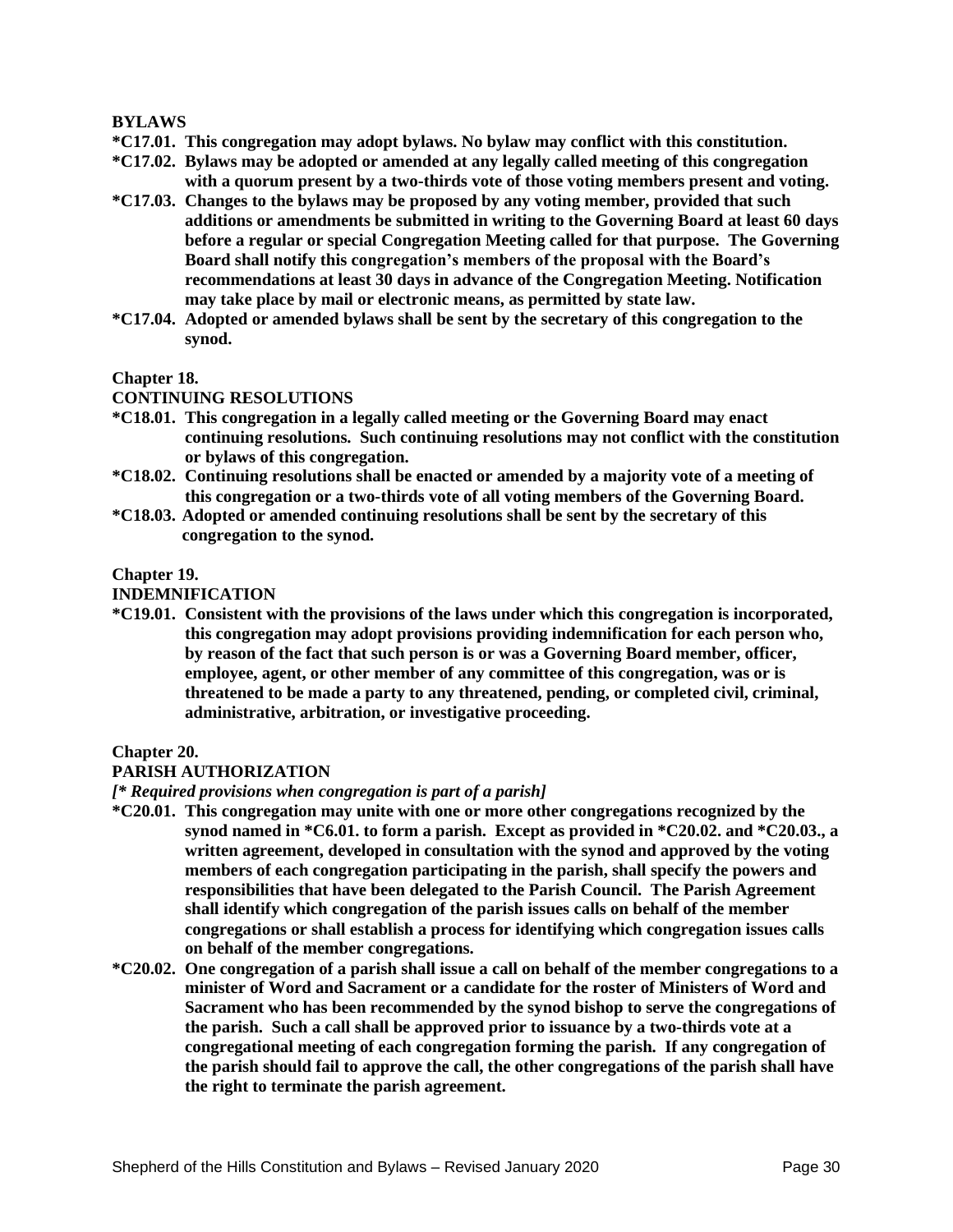## BYLAWS

**\*C17.01. This congregation may adopt bylaws. No bylaw may conflict with this constitution.**

**\*C17.02. Bylaws may be adopted or amended at any legally called meeting of this congregation with a quorum present by a two-thirds vote of those voting members present and voting.**

**\*C17.03. Changes to the bylaws may be proposed by any voting member, provided that such additions or amendments be submitted in writing to the Governing Board at least 60 days before a regular or special Congregation Meeting called for that purpose. The Governing Board shall notify this congregation's members of the proposal with the Board's recommendations at least 30 days in advance of the Congregation Meeting. Notification may take place by mail or electronic means, as permitted by state law.**

**\*C17.04. Adopted or amended bylaws shall be sent by the secretary of this congregation to the synod.**

## Chapter 18.
## CONTINUING RESOLUTIONS

**\*C18.01. This congregation in a legally called meeting or the Governing Board may enact continuing resolutions. Such continuing resolutions may not conflict with the constitution or bylaws of this congregation.**

**\*C18.02. Continuing resolutions shall be enacted or amended by a majority vote of a meeting of this congregation or a two-thirds vote of all voting members of the Governing Board.**

**\*C18.03. Adopted or amended continuing resolutions shall be sent by the secretary of this congregation to the synod.**

## Chapter 19.
## INDEMNIFICATION

**\*C19.01. Consistent with the provisions of the laws under which this congregation is incorporated, this congregation may adopt provisions providing indemnification for each person who, by reason of the fact that such person is or was a Governing Board member, officer, employee, agent, or other member of any committee of this congregation, was or is threatened to be made a party to any threatened, pending, or completed civil, criminal, administrative, arbitration, or investigative proceeding.**

## Chapter 20.
## PARISH AUTHORIZATION

***[\* Required provisions when congregation is part of a parish]***

**\*C20.01. This congregation may unite with one or more other congregations recognized by the synod named in \*C6.01. to form a parish. Except as provided in \*C20.02. and \*C20.03., a written agreement, developed in consultation with the synod and approved by the voting members of each congregation participating in the parish, shall specify the powers and responsibilities that have been delegated to the Parish Council. The Parish Agreement shall identify which congregation of the parish issues calls on behalf of the member congregations or shall establish a process for identifying which congregation issues calls on behalf of the member congregations.**

**\*C20.02. One congregation of a parish shall issue a call on behalf of the member congregations to a minister of Word and Sacrament or a candidate for the roster of Ministers of Word and Sacrament who has been recommended by the synod bishop to serve the congregations of the parish. Such a call shall be approved prior to issuance by a two-thirds vote at a congregational meeting of each congregation forming the parish. If any congregation of the parish should fail to approve the call, the other congregations of the parish shall have the right to terminate the parish agreement.**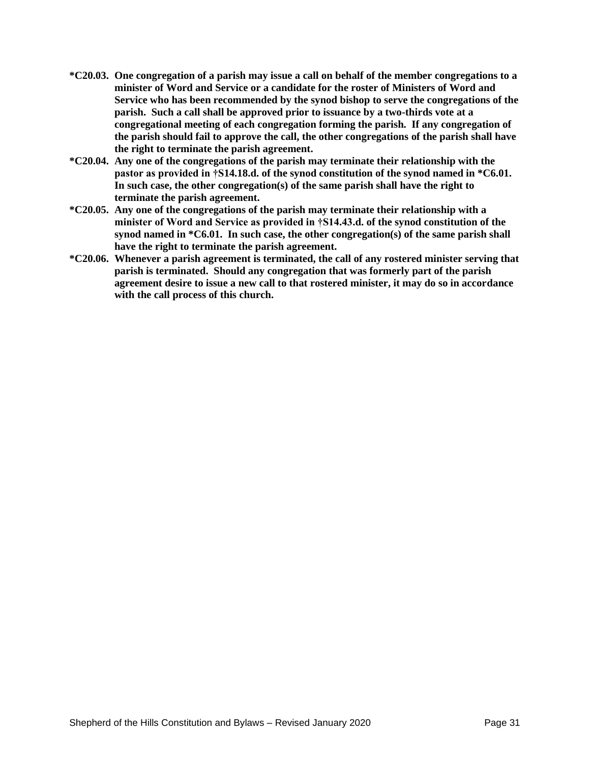**\*C20.03. One congregation of a parish may issue a call on behalf of the member congregations to a minister of Word and Service or a candidate for the roster of Ministers of Word and Service who has been recommended by the synod bishop to serve the congregations of the parish. Such a call shall be approved prior to issuance by a two-thirds vote at a congregational meeting of each congregation forming the parish. If any congregation of the parish should fail to approve the call, the other congregations of the parish shall have the right to terminate the parish agreement.**

**\*C20.04. Any one of the congregations of the parish may terminate their relationship with the pastor as provided in †S14.18.d. of the synod constitution of the synod named in \*C6.01. In such case, the other congregation(s) of the same parish shall have the right to terminate the parish agreement.**

**\*C20.05. Any one of the congregations of the parish may terminate their relationship with a minister of Word and Service as provided in †S14.43.d. of the synod constitution of the synod named in \*C6.01. In such case, the other congregation(s) of the same parish shall have the right to terminate the parish agreement.**

**\*C20.06. Whenever a parish agreement is terminated, the call of any rostered minister serving that parish is terminated. Should any congregation that was formerly part of the parish agreement desire to issue a new call to that rostered minister, it may do so in accordance with the call process of this church.**